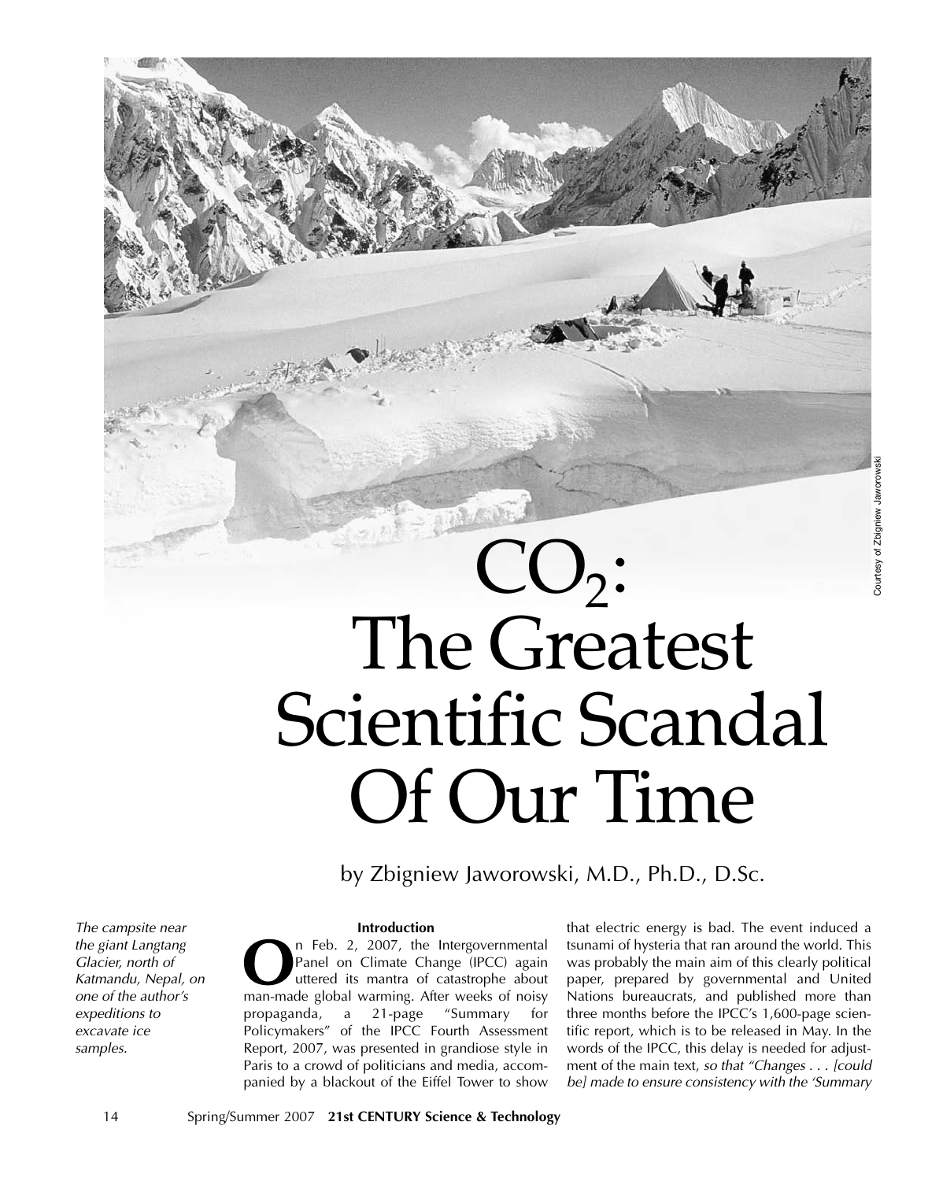# $CO_2$: The Greatest Scientific Scandal Of Our Time

by Zbigniew Jaworowski, M.D., Ph.D., D.Sc.

*The campsite near the giant Langtang Glacier, north of Katmandu, Nepal, on one of the author's expeditions to excavate ice samples.*

Courtesy of Zbigniew Jaworowski

## Introduction

On Feb. 2, 2007, the Intergovernmental Panel on Climate Change (IPCC) again uttered its mantra of catastrophe about man-made global warming. After weeks of noisy propaganda, a 21-page "Summary for Policymakers" of the IPCC Fourth Assessment Report, 2007, was presented in grandiose style in Paris to a crowd of politicians and media, accompanied by a blackout of the Eiffel Tower to show that electric energy is bad. The event induced a tsunami of hysteria that ran around the world. This was probably the main aim of this clearly political paper, prepared by governmental and United Nations bureaucrats, and published more than three months before the IPCC's 1,600-page scientific report, which is to be released in May. In the words of the IPCC, this delay is needed for adjustment of the main text, *so that "Changes . . . [could be] made to ensure consistency with the 'Summary*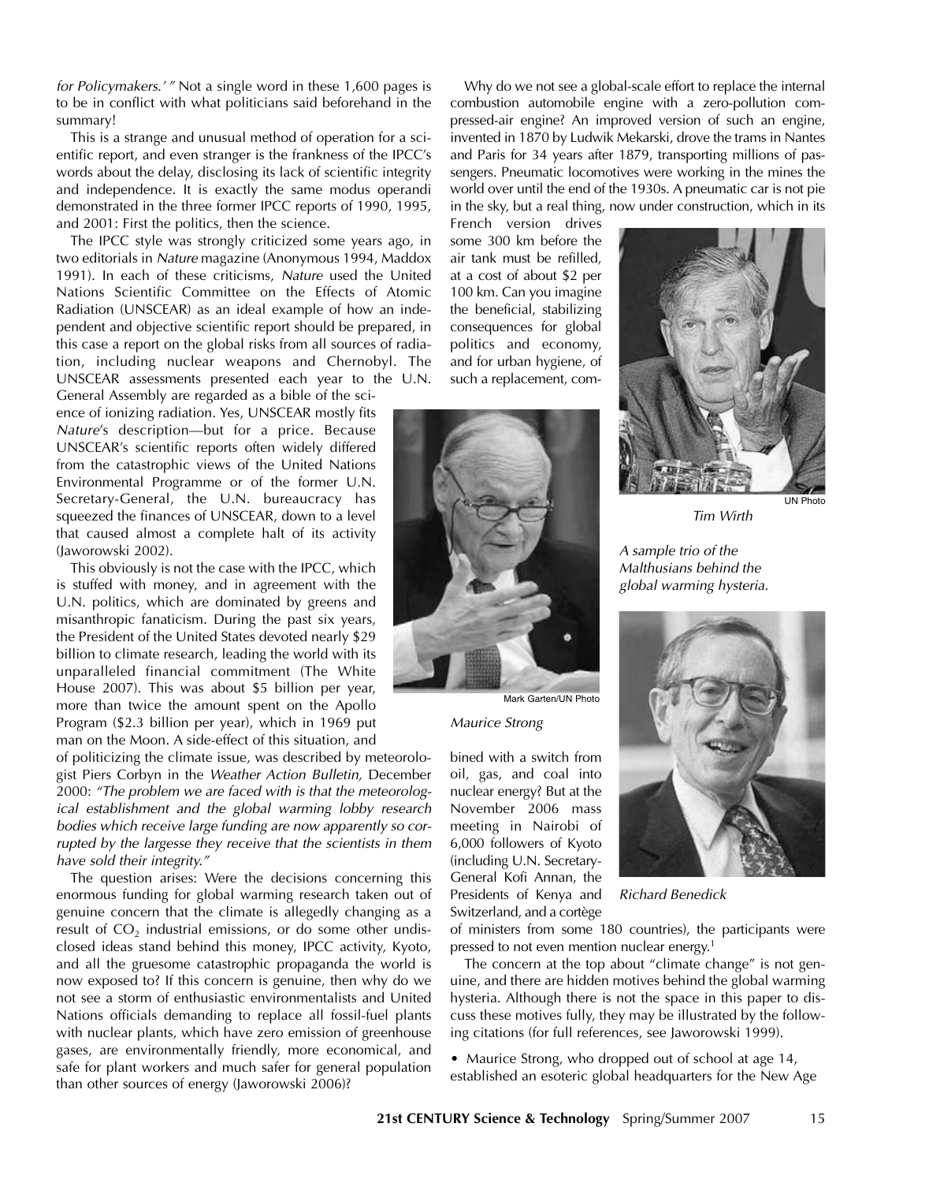*for Policymakers.' "* Not a single word in these 1,600 pages is to be in conflict with what politicians said beforehand in the summary!

This is a strange and unusual method of operation for a scientific report, and even stranger is the frankness of the IPCC's words about the delay, disclosing its lack of scientific integrity and independence. It is exactly the same modus operandi demonstrated in the three former IPCC reports of 1990, 1995, and 2001: First the politics, then the science.

The IPCC style was strongly criticized some years ago, in two editorials in *Nature* magazine (Anonymous 1994, Maddox 1991). In each of these criticisms, *Nature* used the United Nations Scientific Committee on the Effects of Atomic Radiation (UNSCEAR) as an ideal example of how an independent and objective scientific report should be prepared, in this case a report on the global risks from all sources of radiation, including nuclear weapons and Chernobyl. The UNSCEAR assessments presented each year to the U.N. General Assembly are regarded as a bible of the science of ionizing radiation. Yes, UNSCEAR mostly fits *Nature*'s description—but for a price. Because UNSCEAR's scientific reports often widely differed from the catastrophic views of the United Nations Environmental Programme or of the former U.N. Secretary-General, the U.N. bureaucracy has squeezed the finances of UNSCEAR, down to a level that caused almost a complete halt of its activity (Jaworowski 2002).

This obviously is not the case with the IPCC, which is stuffed with money, and in agreement with the U.N. politics, which are dominated by greens and misanthropic fanaticism. During the past six years, the President of the United States devoted nearly $29 billion to climate research, leading the world with its unparalleled financial commitment (The White House 2007). This was about $5 billion per year, more than twice the amount spent on the Apollo Program ($2.3 billion per year), which in 1969 put man on the Moon. A side-effect of this situation, and of politicizing the climate issue, was described by meteorologist Piers Corbyn in the *Weather Action Bulletin,* December 2000: *"The problem we are faced with is that the meteorological establishment and the global warming lobby research bodies which receive large funding are now apparently so corrupted by the largesse they receive that the scientists in them have sold their integrity."*

The question arises: Were the decisions concerning this enormous funding for global warming research taken out of genuine concern that the climate is allegedly changing as a result of $CO_2$ industrial emissions, or do some other undisclosed ideas stand behind this money, IPCC activity, Kyoto, and all the gruesome catastrophic propaganda the world is now exposed to? If this concern is genuine, then why do we not see a storm of enthusiastic environmentalists and United Nations officials demanding to replace all fossil-fuel plants with nuclear plants, which have zero emission of greenhouse gases, are environmentally friendly, more economical, and safe for plant workers and much safer for general population than other sources of energy (Jaworowski 2006)?

Why do we not see a global-scale effort to replace the internal combustion automobile engine with a zero-pollution compressed-air engine? An improved version of such an engine, invented in 1870 by Ludwik Mekarski, drove the trams in Nantes and Paris for 34 years after 1879, transporting millions of passengers. Pneumatic locomotives were working in the mines the world over until the end of the 1930s. A pneumatic car is not pie in the sky, but a real thing, now under construction, which in its French version drives some 300 km before the air tank must be refilled, at a cost of about $2 per 100 km. Can you imagine the beneficial, stabilizing consequences for global politics and economy, and for urban hygiene, of such a replacement, combined with a switch from oil, gas, and coal into nuclear energy? But at the November 2006 mass meeting in Nairobi of 6,000 followers of Kyoto (including U.N. Secretary-General Kofi Annan, the Presidents of Kenya and Switzerland, and a cortège of ministers from some 180 countries), the participants were pressed to not even mention nuclear energy.[1]

The concern at the top about "climate change" is not genuine, and there are hidden motives behind the global warming hysteria. Although there is not the space in this paper to discuss these motives fully, they may be illustrated by the following citations (for full references, see Jaworowski 1999).

- Maurice Strong, who dropped out of school at age 14, established an esoteric global headquarters for the New Age

Mark Garten/UN Photo

*Maurice Strong*

UN Photo

*Tim Wirth*

*A sample trio of the Malthusians behind the global warming hysteria.*

*Richard Benedick*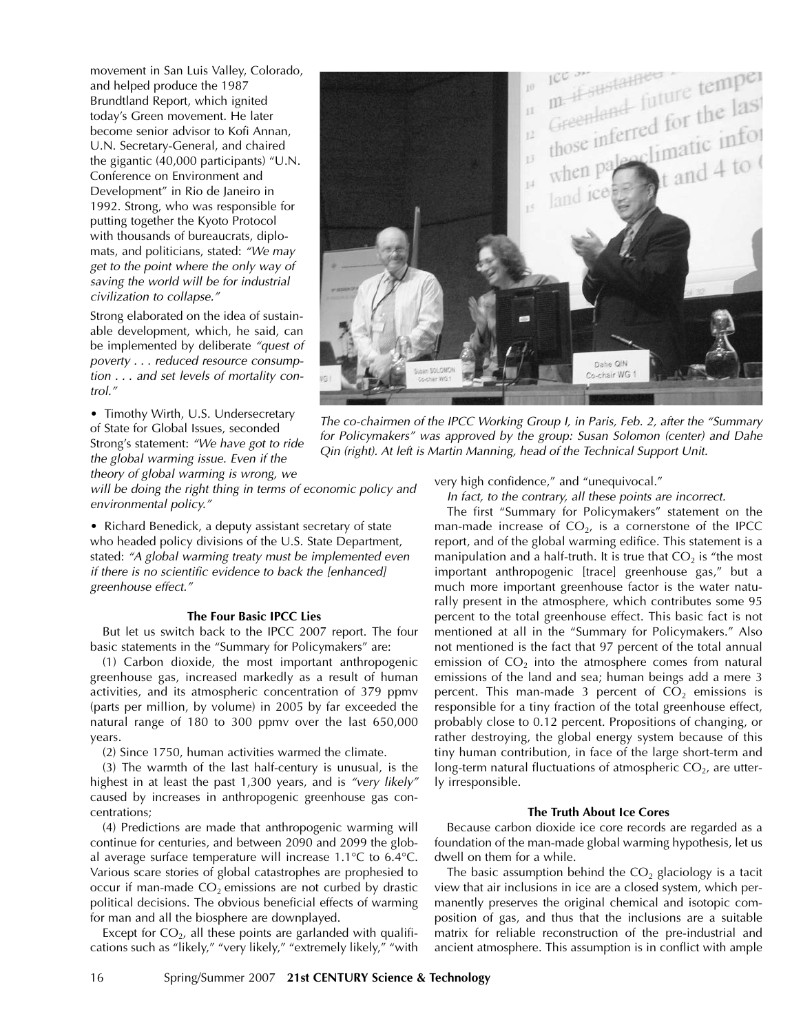movement in San Luis Valley, Colorado, and helped produce the 1987 Brundtland Report, which ignited today's Green movement. He later become senior advisor to Kofi Annan, U.N. Secretary-General, and chaired the gigantic (40,000 participants) "U.N. Conference on Environment and Development" in Rio de Janeiro in 1992. Strong, who was responsible for putting together the Kyoto Protocol with thousands of bureaucrats, diplomats, and politicians, stated: *"We may get to the point where the only way of saving the world will be for industrial civilization to collapse."*

Strong elaborated on the idea of sustainable development, which, he said, can be implemented by deliberate *"quest of poverty . . . reduced resource consumption . . . and set levels of mortality control."*

The co-chairmen of the IPCC Working Group I, in Paris, Feb. 2, after the "Summary for Policymakers" was approved by the group: Susan Solomon (center) and Dahe Qin (right). At left is Martin Manning, head of the Technical Support Unit.

• Timothy Wirth, U.S. Undersecretary of State for Global Issues, seconded Strong's statement: *"We have got to ride the global warming issue. Even if the theory of global warming is wrong, we will be doing the right thing in terms of economic policy and environmental policy."*

• Richard Benedick, a deputy assistant secretary of state who headed policy divisions of the U.S. State Department, stated: *"A global warming treaty must be implemented even if there is no scientific evidence to back the [enhanced] greenhouse effect."*

**The Four Basic IPCC Lies**

But let us switch back to the IPCC 2007 report. The four basic statements in the "Summary for Policymakers" are:

(1) Carbon dioxide, the most important anthropogenic greenhouse gas, increased markedly as a result of human activities, and its atmospheric concentration of 379 ppmv (parts per million, by volume) in 2005 by far exceeded the natural range of 180 to 300 ppmv over the last 650,000 years.

(2) Since 1750, human activities warmed the climate.

(3) The warmth of the last half-century is unusual, is the highest in at least the past 1,300 years, and is *"very likely"* caused by increases in anthropogenic greenhouse gas concentrations;

(4) Predictions are made that anthropogenic warming will continue for centuries, and between 2090 and 2099 the global average surface temperature will increase 1.1°C to 6.4°C. Various scare stories of global catastrophes are prophesied to occur if man-made $CO_2$ emissions are not curbed by drastic political decisions. The obvious beneficial effects of warming for man and all the biosphere are downplayed.

Except for $CO_2$, all these points are garlanded with qualifications such as "likely," "very likely," "extremely likely," "with very high confidence," and "unequivocal."

*In fact, to the contrary, all these points are incorrect.*

The first "Summary for Policymakers" statement on the man-made increase of $CO_2$, is a cornerstone of the IPCC report, and of the global warming edifice. This statement is a manipulation and a half-truth. It is true that $CO_2$ is "the most important anthropogenic [trace] greenhouse gas," but a much more important greenhouse factor is the water naturally present in the atmosphere, which contributes some 95 percent to the total greenhouse effect. This basic fact is not mentioned at all in the "Summary for Policymakers." Also not mentioned is the fact that 97 percent of the total annual emission of $CO_2$ into the atmosphere comes from natural emissions of the land and sea; human beings add a mere 3 percent. This man-made 3 percent of $CO_2$ emissions is responsible for a tiny fraction of the total greenhouse effect, probably close to 0.12 percent. Propositions of changing, or rather destroying, the global energy system because of this tiny human contribution, in face of the large short-term and long-term natural fluctuations of atmospheric $CO_2$, are utterly irresponsible.

**The Truth About Ice Cores**

Because carbon dioxide ice core records are regarded as a foundation of the man-made global warming hypothesis, let us dwell on them for a while.

The basic assumption behind the $CO_2$ glaciology is a tacit view that air inclusions in ice are a closed system, which permanently preserves the original chemical and isotopic composition of gas, and thus that the inclusions are a suitable matrix for reliable reconstruction of the pre-industrial and ancient atmosphere. This assumption is in conflict with ample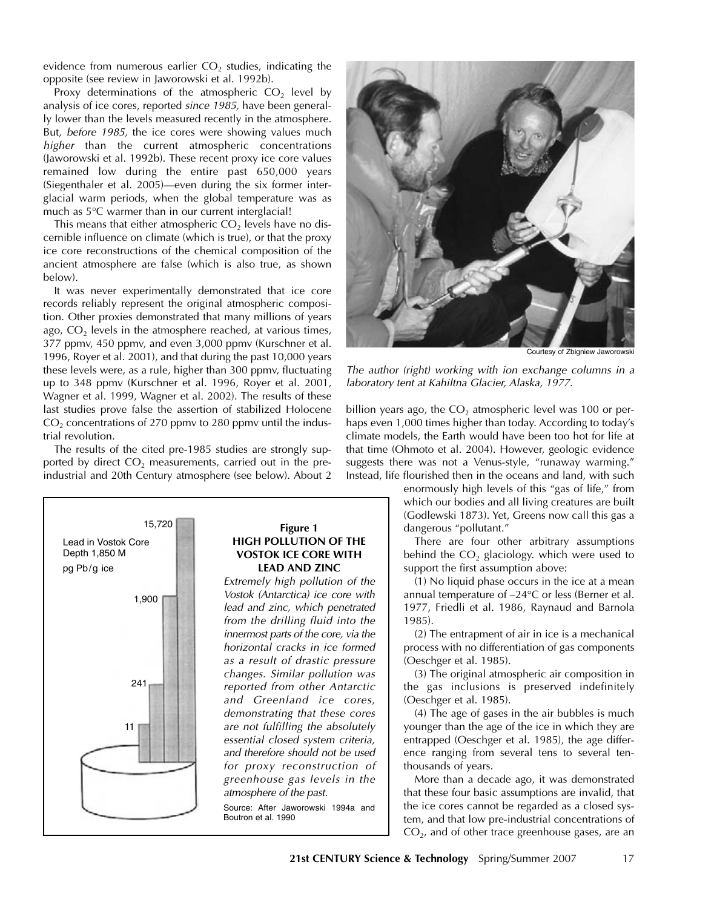evidence from numerous earlier $CO_2$ studies, indicating the opposite (see review in Jaworowski et al. 1992b).

Proxy determinations of the atmospheric $CO_2$ level by analysis of ice cores, reported *since 1985,* have been generally lower than the levels measured recently in the atmosphere. But, *before 1985,* the ice cores were showing values much *higher* than the current atmospheric concentrations (Jaworowski et al. 1992b). These recent proxy ice core values remained low during the entire past 650,000 years (Siegenthaler et al. 2005)—even during the six former interglacial warm periods, when the global temperature was as much as 5°C warmer than in our current interglacial!

This means that either atmospheric $CO_2$ levels have no discernible influence on climate (which is true), or that the proxy ice core reconstructions of the chemical composition of the ancient atmosphere are false (which is also true, as shown below).

It was never experimentally demonstrated that ice core records reliably represent the original atmospheric composition. Other proxies demonstrated that many millions of years ago, $CO_2$ levels in the atmosphere reached, at various times, 377 ppmv, 450 ppmv, and even 3,000 ppmv (Kurschner et al. 1996, Royer et al. 2001), and that during the past 10,000 years these levels were, as a rule, higher than 300 ppmv, fluctuating up to 348 ppmv (Kurschner et al. 1996, Royer et al. 2001, Wagner et al. 1999, Wagner et al. 2002). The results of these last studies prove false the assertion of stabilized Holocene $CO_2$ concentrations of 270 ppmv to 280 ppmv until the industrial revolution.

The results of the cited pre-1985 studies are strongly supported by direct $CO_2$ measurements, carried out in the preindustrial and 20th Century atmosphere (see below). About 2 billion years ago, the $CO_2$ atmospheric level was 100 or perhaps even 1,000 times higher than today. According to today's climate models, the Earth would have been too hot for life at that time (Ohmoto et al. 2004). However, geologic evidence suggests there was not a Venus-style, "runaway warming." Instead, life flourished then in the oceans and land, with such enormously high levels of this "gas of life," from which our bodies and all living creatures are built (Godlewski 1873). Yet, Greens now call this gas a dangerous "pollutant."

Courtesy of Zbigniew Jaworowski

*The author (right) working with ion exchange columns in a laboratory tent at Kahiltna Glacier, Alaska, 1977.*

There are four other arbitrary assumptions behind the $CO_2$ glaciology. which were used to support the first assumption above:

(1) No liquid phase occurs in the ice at a mean annual temperature of –24°C or less (Berner et al. 1977, Friedli et al. 1986, Raynaud and Barnola 1985).

(2) The entrapment of air in ice is a mechanical process with no differentiation of gas components (Oeschger et al. 1985).

(3) The original atmospheric air composition in the gas inclusions is preserved indefinitely (Oeschger et al. 1985).

(4) The age of gases in the air bubbles is much younger than the age of the ice in which they are entrapped (Oeschger et al. 1985), the age difference ranging from several tens to several ten-thousands of years.

More than a decade ago, it was demonstrated that these four basic assumptions are invalid, that the ice cores cannot be regarded as a closed system, and that low pre-industrial concentrations of $CO_2$, and of other trace greenhouse gases, are an

Lead in Vostok Core
Depth 1,850 M
pg Pb/g ice

15,720 — 1,900 — 241 — 11

**Figure 1**
**HIGH POLLUTION OF THE VOSTOK ICE CORE WITH LEAD AND ZINC**

*Extremely high pollution of the Vostok (Antarctica) ice core with lead and zinc, which penetrated from the drilling fluid into the innermost parts of the core, via the horizontal cracks in ice formed as a result of drastic pressure changes. Similar pollution was reported from other Antarctic and Greenland ice cores, demonstrating that these cores are not fulfilling the absolutely essential closed system criteria, and therefore should not be used for proxy reconstruction of greenhouse gas levels in the atmosphere of the past.*

Source: After Jaworowski 1994a and Boutron et al. 1990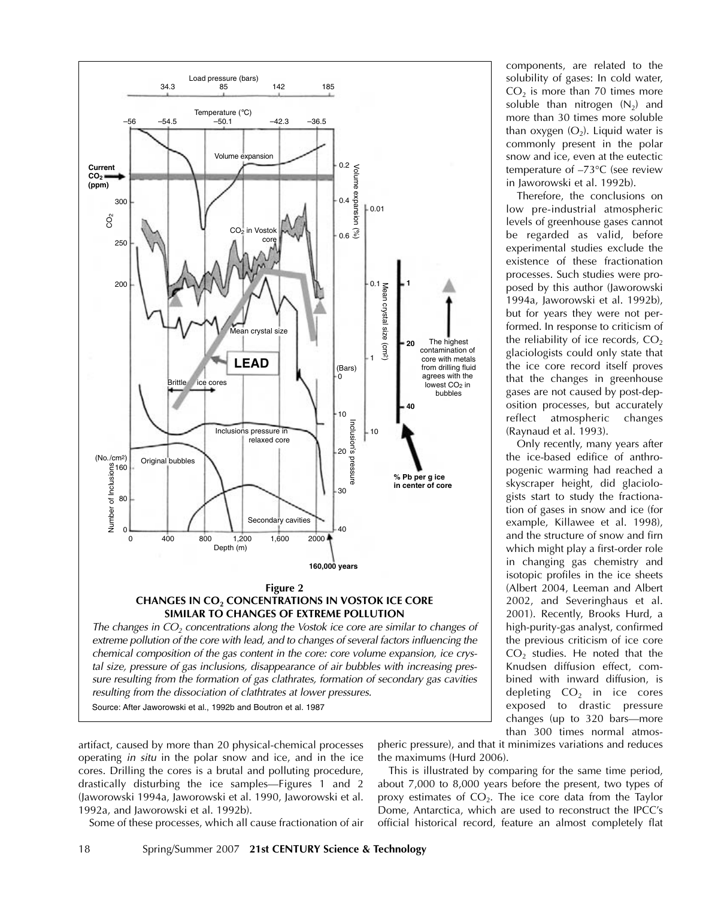components, are related to the solubility of gases: In cold water, $CO_2$ is more than 70 times more soluble than nitrogen ($N_2$) and more than 30 times more soluble than oxygen ($O_2$). Liquid water is commonly present in the polar snow and ice, even at the eutectic temperature of –73°C (see review in Jaworowski et al. 1992b).

Therefore, the conclusions on low pre-industrial atmospheric levels of greenhouse gases cannot be regarded as valid, before experimental studies exclude the existence of these fractionation processes. Such studies were proposed by this author (Jaworowski 1994a, Jaworowski et al. 1992b), but for years they were not performed. In response to criticism of the reliability of ice records, $CO_2$ glaciologists could only state that the ice core record itself proves that the changes in greenhouse gases are not caused by post-deposition processes, but accurately reflect atmospheric changes (Raynaud et al. 1993).

Only recently, many years after the ice-based edifice of anthropogenic warming had reached a skyscraper height, did glaciologists start to study the fractionation of gases in snow and ice (for example, Killawee et al. 1998), and the structure of snow and firn which might play a first-order role in changing gas chemistry and isotopic profiles in the ice sheets (Albert 2004, Leeman and Albert 2002, and Severinghaus et al. 2001). Recently, Brooks Hurd, a high-purity-gas analyst, confirmed the previous criticism of ice core $CO_2$ studies. He noted that the Knudsen diffusion effect, combined with inward diffusion, is depleting $CO_2$ in ice cores exposed to drastic pressure changes (up to 320 bars—more than 300 times normal atmospheric pressure), and that it minimizes variations and reduces the maximums (Hurd 2006).

**Figure 2**
**CHANGES IN $CO_2$ CONCENTRATIONS IN VOSTOK ICE CORE SIMILAR TO CHANGES OF EXTREME POLLUTION**

*The changes in $CO_2$ concentrations along the Vostok ice core are similar to changes of extreme pollution of the core with lead, and to changes of several factors influencing the chemical composition of the gas content in the core: core volume expansion, ice crystal size, pressure of gas inclusions, disappearance of air bubbles with increasing pressure resulting from the formation of gas clathrates, formation of secondary gas cavities resulting from the dissociation of clathtrates at lower pressures.*

Source: After Jaworowski et al., 1992b and Boutron et al. 1987

artifact, caused by more than 20 physical-chemical processes operating *in situ* in the polar snow and ice, and in the ice cores. Drilling the cores is a brutal and polluting procedure, drastically disturbing the ice samples—Figures 1 and 2 (Jaworowski 1994a, Jaworowski et al. 1990, Jaworowski et al. 1992a, and Jaworowski et al. 1992b).

Some of these processes, which all cause fractionation of air

This is illustrated by comparing for the same time period, about 7,000 to 8,000 years before the present, two types of proxy estimates of $CO_2$. The ice core data from the Taylor Dome, Antarctica, which are used to reconstruct the IPCC's official historical record, feature an almost completely flat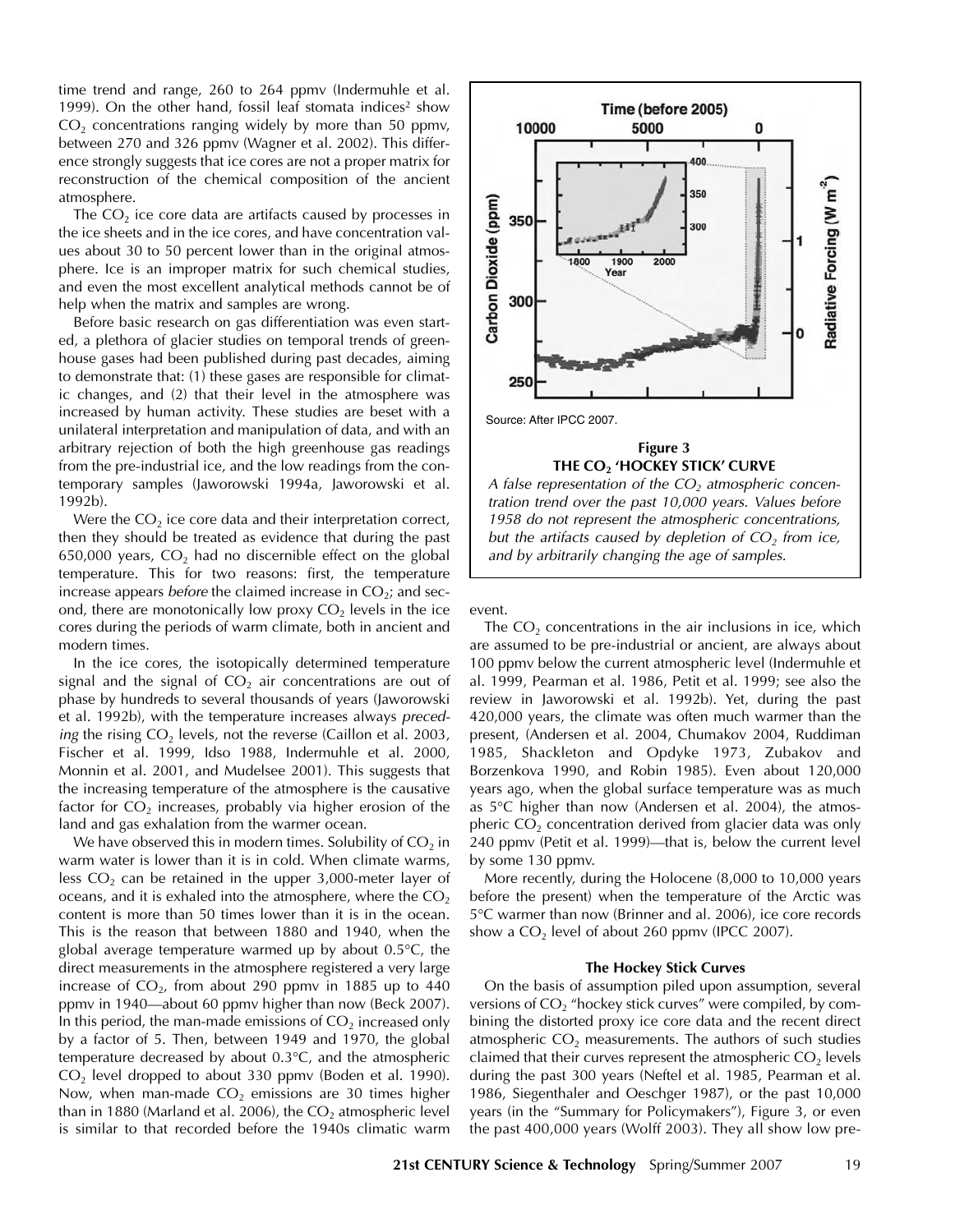time trend and range, 260 to 264 ppmv (Indermuhle et al. 1999). On the other hand, fossil leaf stomata indices[2] show $CO_2$ concentrations ranging widely by more than 50 ppmv, between 270 and 326 ppmv (Wagner et al. 2002). This difference strongly suggests that ice cores are not a proper matrix for reconstruction of the chemical composition of the ancient atmosphere.

The $CO_2$ ice core data are artifacts caused by processes in the ice sheets and in the ice cores, and have concentration values about 30 to 50 percent lower than in the original atmosphere. Ice is an improper matrix for such chemical studies, and even the most excellent analytical methods cannot be of help when the matrix and samples are wrong.

Before basic research on gas differentiation was even started, a plethora of glacier studies on temporal trends of greenhouse gases had been published during past decades, aiming to demonstrate that: (1) these gases are responsible for climatic changes, and (2) that their level in the atmosphere was increased by human activity. These studies are beset with a unilateral interpretation and manipulation of data, and with an arbitrary rejection of both the high greenhouse gas readings from the pre-industrial ice, and the low readings from the contemporary samples (Jaworowski 1994a, Jaworowski et al. 1992b).

Were the $CO_2$ ice core data and their interpretation correct, then they should be treated as evidence that during the past 650,000 years, $CO_2$ had no discernible effect on the global temperature. This for two reasons: first, the temperature increase appears *before* the claimed increase in $CO_2$; and second, there are monotonically low proxy $CO_2$ levels in the ice cores during the periods of warm climate, both in ancient and modern times.

In the ice cores, the isotopically determined temperature signal and the signal of $CO_2$ air concentrations are out of phase by hundreds to several thousands of years (Jaworowski et al. 1992b), with the temperature increases always *preceding* the rising $CO_2$ levels, not the reverse (Caillon et al. 2003, Fischer et al. 1999, Idso 1988, Indermuhle et al. 2000, Monnin et al. 2001, and Mudelsee 2001). This suggests that the increasing temperature of the atmosphere is the causative factor for $CO_2$ increases, probably via higher erosion of the land and gas exhalation from the warmer ocean.

We have observed this in modern times. Solubility of $CO_2$ in warm water is lower than it is in cold. When climate warms, less $CO_2$ can be retained in the upper 3,000-meter layer of oceans, and it is exhaled into the atmosphere, where the $CO_2$ content is more than 50 times lower than it is in the ocean. This is the reason that between 1880 and 1940, when the global average temperature warmed up by about 0.5°C, the direct measurements in the atmosphere registered a very large increase of $CO_2$, from about 290 ppmv in 1885 up to 440 ppmv in 1940—about 60 ppmv higher than now (Beck 2007). In this period, the man-made emissions of $CO_2$ increased only by a factor of 5. Then, between 1949 and 1970, the global temperature decreased by about 0.3°C, and the atmospheric $CO_2$ level dropped to about 330 ppmv (Boden et al. 1990). Now, when man-made $CO_2$ emissions are 30 times higher than in 1880 (Marland et al. 2006), the $CO_2$ atmospheric level is similar to that recorded before the 1940s climatic warm event.

Source: After IPCC 2007.

**Figure 3**
**THE $CO_2$ 'HOCKEY STICK' CURVE**
*A false representation of the $CO_2$ atmospheric concentration trend over the past 10,000 years. Values before 1958 do not represent the atmospheric concentrations, but the artifacts caused by depletion of $CO_2$ from ice, and by arbitrarily changing the age of samples.*

The $CO_2$ concentrations in the air inclusions in ice, which are assumed to be pre-industrial or ancient, are always about 100 ppmv below the current atmospheric level (Indermuhle et al. 1999, Pearman et al. 1986, Petit et al. 1999; see also the review in Jaworowski et al. 1992b). Yet, during the past 420,000 years, the climate was often much warmer than the present, (Andersen et al. 2004, Chumakov 2004, Ruddiman 1985, Shackleton and Opdyke 1973, Zubakov and Borzenkova 1990, and Robin 1985). Even about 120,000 years ago, when the global surface temperature was as much as 5°C higher than now (Andersen et al. 2004), the atmospheric $CO_2$ concentration derived from glacier data was only 240 ppmv (Petit et al. 1999)—that is, below the current level by some 130 ppmv.

More recently, during the Holocene (8,000 to 10,000 years before the present) when the temperature of the Arctic was 5°C warmer than now (Brinner and al. 2006), ice core records show a $CO_2$ level of about 260 ppmv (IPCC 2007).

### The Hockey Stick Curves

On the basis of assumption piled upon assumption, several versions of $CO_2$ "hockey stick curves" were compiled, by combining the distorted proxy ice core data and the recent direct atmospheric $CO_2$ measurements. The authors of such studies claimed that their curves represent the atmospheric $CO_2$ levels during the past 300 years (Neftel et al. 1985, Pearman et al. 1986, Siegenthaler and Oeschger 1987), or the past 10,000 years (in the "Summary for Policymakers"), Figure 3, or even the past 400,000 years (Wolff 2003). They all show low pre-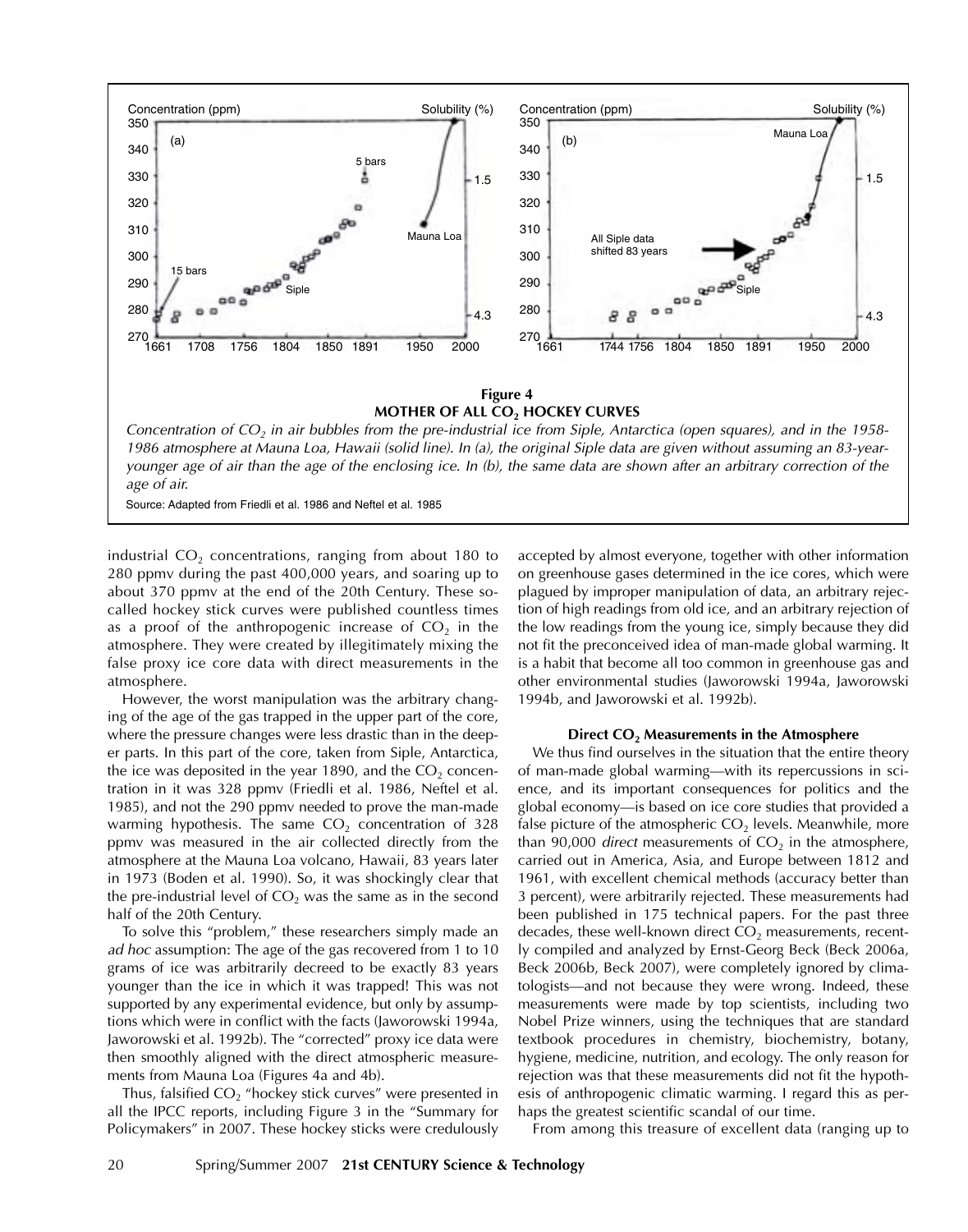**Figure 4**
**MOTHER OF ALL $CO_2$ HOCKEY CURVES**

*Concentration of $CO_2$ in air bubbles from the pre-industrial ice from Siple, Antarctica (open squares), and in the 1958-1986 atmosphere at Mauna Loa, Hawaii (solid line). In (a), the original Siple data are given without assuming an 83-year-younger age of air than the age of the enclosing ice. In (b), the same data are shown after an arbitrary correction of the age of air.*

Source: Adapted from Friedli et al. 1986 and Neftel et al. 1985

industrial $CO_2$ concentrations, ranging from about 180 to 280 ppmv during the past 400,000 years, and soaring up to about 370 ppmv at the end of the 20th Century. These so-called hockey stick curves were published countless times as a proof of the anthropogenic increase of $CO_2$ in the atmosphere. They were created by illegitimately mixing the false proxy ice core data with direct measurements in the atmosphere.

However, the worst manipulation was the arbitrary changing of the age of the gas trapped in the upper part of the core, where the pressure changes were less drastic than in the deeper parts. In this part of the core, taken from Siple, Antarctica, the ice was deposited in the year 1890, and the $CO_2$ concentration in it was 328 ppmv (Friedli et al. 1986, Neftel et al. 1985), and not the 290 ppmv needed to prove the man-made warming hypothesis. The same $CO_2$ concentration of 328 ppmv was measured in the air collected directly from the atmosphere at the Mauna Loa volcano, Hawaii, 83 years later in 1973 (Boden et al. 1990). So, it was shockingly clear that the pre-industrial level of $CO_2$ was the same as in the second half of the 20th Century.

To solve this "problem," these researchers simply made an *ad hoc* assumption: The age of the gas recovered from 1 to 10 grams of ice was arbitrarily decreed to be exactly 83 years younger than the ice in which it was trapped! This was not supported by any experimental evidence, but only by assumptions which were in conflict with the facts (Jaworowski 1994a, Jaworowski et al. 1992b). The "corrected" proxy ice data were then smoothly aligned with the direct atmospheric measurements from Mauna Loa (Figures 4a and 4b).

Thus, falsified $CO_2$ "hockey stick curves" were presented in all the IPCC reports, including Figure 3 in the "Summary for Policymakers" in 2007. These hockey sticks were credulously accepted by almost everyone, together with other information on greenhouse gases determined in the ice cores, which were plagued by improper manipulation of data, an arbitrary rejection of high readings from old ice, and an arbitrary rejection of the low readings from the young ice, simply because they did not fit the preconceived idea of man-made global warming. It is a habit that become all too common in greenhouse gas and other environmental studies (Jaworowski 1994a, Jaworowski 1994b, and Jaworowski et al. 1992b).

### Direct $CO_2$ Measurements in the Atmosphere

We thus find ourselves in the situation that the entire theory of man-made global warming—with its repercussions in science, and its important consequences for politics and the global economy—is based on ice core studies that provided a false picture of the atmospheric $CO_2$ levels. Meanwhile, more than 90,000 *direct* measurements of $CO_2$ in the atmosphere, carried out in America, Asia, and Europe between 1812 and 1961, with excellent chemical methods (accuracy better than 3 percent), were arbitrarily rejected. These measurements had been published in 175 technical papers. For the past three decades, these well-known direct $CO_2$ measurements, recently compiled and analyzed by Ernst-Georg Beck (Beck 2006a, Beck 2006b, Beck 2007), were completely ignored by climatologists—and not because they were wrong. Indeed, these measurements were made by top scientists, including two Nobel Prize winners, using the techniques that are standard textbook procedures in chemistry, biochemistry, botany, hygiene, medicine, nutrition, and ecology. The only reason for rejection was that these measurements did not fit the hypothesis of anthropogenic climatic warming. I regard this as perhaps the greatest scientific scandal of our time.

From among this treasure of excellent data (ranging up to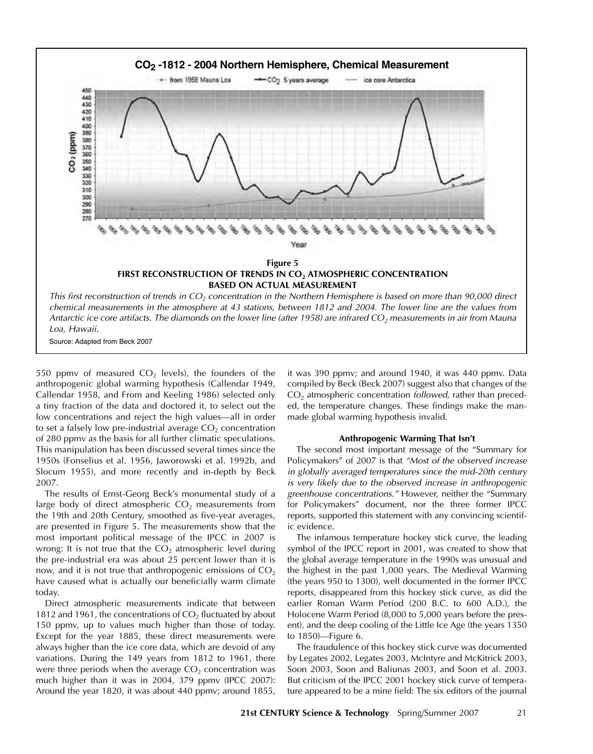**CO$_2$ -1812 - 2004 Northern Hemisphere, Chemical Measurement**

**Figure 5**
**FIRST RECONSTRUCTION OF TRENDS IN CO$_2$ ATMOSPHERIC CONCENTRATION BASED ON ACTUAL MEASUREMENT**

*This first reconstruction of trends in CO$_2$ concentration in the Northern Hemisphere is based on more than 90,000 direct chemical measurements in the atmosphere at 43 stations, between 1812 and 2004. The lower line are the values from Antarctic ice core artifacts. The diamonds on the lower line (after 1958) are infrared CO$_2$ measurements in air from Mauna Loa, Hawaii.*

Source: Adapted from Beck 2007

550 ppmv of measured $CO_2$ levels), the founders of the anthropogenic global warming hypothesis (Callendar 1949, Callendar 1958, and From and Keeling 1986) selected only a tiny fraction of the data and doctored it, to select out the low concentrations and reject the high values—all in order to set a falsely low pre-industrial average $CO_2$ concentration of 280 ppmv as the basis for all further climatic speculations. This manipulation has been discussed several times since the 1950s (Fonselius et al. 1956, Jaworowski et al. 1992b, and Slocum 1955), and more recently and in-depth by Beck 2007.

The results of Ernst-Georg Beck's monumental study of a large body of direct atmospheric $CO_2$ measurements from the 19th and 20th Century, smoothed as five-year averages, are presented in Figure 5. The measurements show that the most important political message of the IPCC in 2007 is wrong: It is not true that the $CO_2$ atmospheric level during the pre-industrial era was about 25 percent lower than it is now, and it is not true that anthropogenic emissions of $CO_2$ have caused what is actually our beneficially warm climate today.

Direct atmospheric measurements indicate that between 1812 and 1961, the concentrations of $CO_2$ fluctuated by about 150 ppmv, up to values much higher than those of today. Except for the year 1885, these direct measurements were always higher than the ice core data, which are devoid of any variations. During the 149 years from 1812 to 1961, there were three periods when the average $CO_2$ concentration was much higher than it was in 2004, 379 ppmv (IPCC 2007): Around the year 1820, it was about 440 ppmv; around 1855, it was 390 ppmv; and around 1940, it was 440 ppmv. Data compiled by Beck (Beck 2007) suggest also that changes of the $CO_2$ atmospheric concentration *followed,* rather than preceded, the temperature changes. These findings make the man-made global warming hypothesis invalid.

### Anthropogenic Warming That Isn't

The second most important message of the "Summary for Policymakers" of 2007 is that *"Most of the observed increase in globally averaged temperatures since the mid-20th century is very likely due to the observed increase in anthropogenic greenhouse concentrations."* However, neither the "Summary for Policymakers" document, nor the three former IPCC reports, supported this statement with any convincing scientific evidence.

The infamous temperature hockey stick curve, the leading symbol of the IPCC report in 2001, was created to show that the global average temperature in the 1990s was unusual and the highest in the past 1,000 years. The Medieval Warming (the years 950 to 1300), well documented in the former IPCC reports, disappeared from this hockey stick curve, as did the earlier Roman Warm Period (200 B.C. to 600 A.D.), the Holocene Warm Period (8,000 to 5,000 years before the present), and the deep cooling of the Little Ice Age (the years 1350 to 1850)—Figure 6.

The fraudulence of this hockey stick curve was documented by Legates 2002, Legates 2003, McIntyre and McKitrick 2003, Soon 2003, Soon and Baliunas 2003, and Soon et al. 2003. But criticism of the IPCC 2001 hockey stick curve of temperature appeared to be a mine field: The six editors of the journal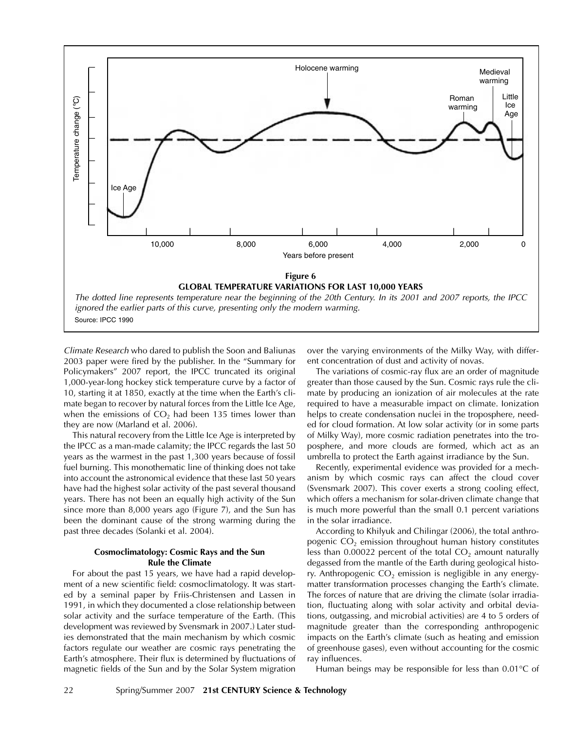**Figure 6**

**GLOBAL TEMPERATURE VARIATIONS FOR LAST 10,000 YEARS**

*The dotted line represents temperature near the beginning of the 20th Century. In its 2001 and 2007 reports, the IPCC ignored the earlier parts of this curve, presenting only the modern warming.*

Source: IPCC 1990

*Climate Research* who dared to publish the Soon and Baliunas 2003 paper were fired by the publisher. In the "Summary for Policymakers" 2007 report, the IPCC truncated its original 1,000-year-long hockey stick temperature curve by a factor of 10, starting it at 1850, exactly at the time when the Earth's climate began to recover by natural forces from the Little Ice Age, when the emissions of $CO_2$ had been 135 times lower than they are now (Marland et al. 2006).

This natural recovery from the Little Ice Age is interpreted by the IPCC as a man-made calamity; the IPCC regards the last 50 years as the warmest in the past 1,300 years because of fossil fuel burning. This monothematic line of thinking does not take into account the astronomical evidence that these last 50 years have had the highest solar activity of the past several thousand years. There has not been an equally high activity of the Sun since more than 8,000 years ago (Figure 7), and the Sun has been the dominant cause of the strong warming during the past three decades (Solanki et al. 2004).

### Cosmoclimatology: Cosmic Rays and the Sun Rule the Climate

For about the past 15 years, we have had a rapid development of a new scientific field: cosmoclimatology. It was started by a seminal paper by Friis-Christensen and Lassen in 1991, in which they documented a close relationship between solar activity and the surface temperature of the Earth. (This development was reviewed by Svensmark in 2007.) Later studies demonstrated that the main mechanism by which cosmic factors regulate our weather are cosmic rays penetrating the Earth's atmosphere. Their flux is determined by fluctuations of magnetic fields of the Sun and by the Solar System migration over the varying environments of the Milky Way, with different concentration of dust and activity of novas.

The variations of cosmic-ray flux are an order of magnitude greater than those caused by the Sun. Cosmic rays rule the climate by producing an ionization of air molecules at the rate required to have a measurable impact on climate. Ionization helps to create condensation nuclei in the troposphere, needed for cloud formation. At low solar activity (or in some parts of Milky Way), more cosmic radiation penetrates into the troposphere, and more clouds are formed, which act as an umbrella to protect the Earth against irradiance by the Sun.

Recently, experimental evidence was provided for a mechanism by which cosmic rays can affect the cloud cover (Svensmark 2007). This cover exerts a strong cooling effect, which offers a mechanism for solar-driven climate change that is much more powerful than the small 0.1 percent variations in the solar irradiance.

According to Khilyuk and Chilingar (2006), the total anthropogenic $CO_2$ emission throughout human history constitutes less than 0.00022 percent of the total $CO_2$ amount naturally degassed from the mantle of the Earth during geological history. Anthropogenic $CO_2$ emission is negligible in any energy-matter transformation processes changing the Earth's climate. The forces of nature that are driving the climate (solar irradiation, fluctuating along with solar activity and orbital deviations, outgassing, and microbial activities) are 4 to 5 orders of magnitude greater than the corresponding anthropogenic impacts on the Earth's climate (such as heating and emission of greenhouse gases), even without accounting for the cosmic ray influences.

Human beings may be responsible for less than 0.01°C of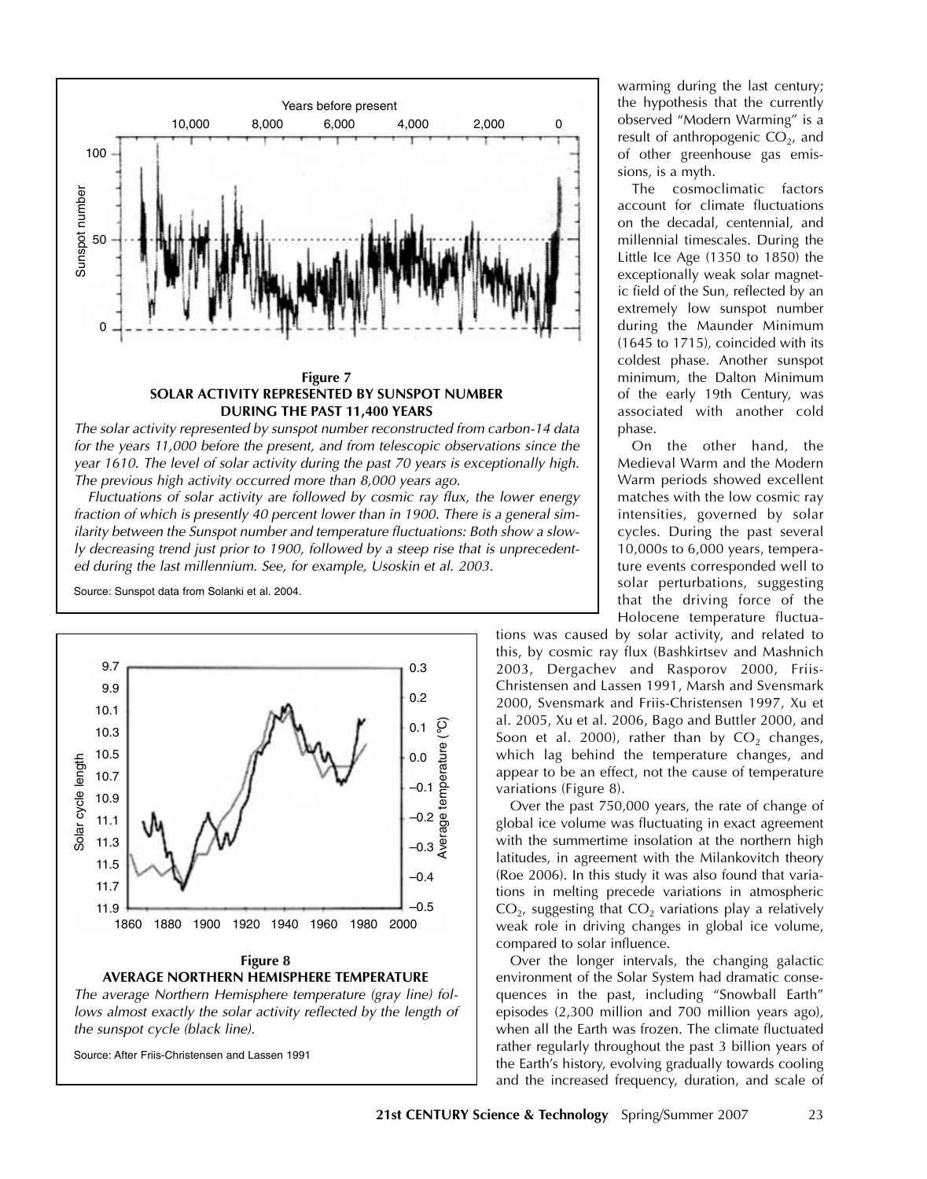**Figure 7**
**SOLAR ACTIVITY REPRESENTED BY SUNSPOT NUMBER DURING THE PAST 11,400 YEARS**

*The solar activity represented by sunspot number reconstructed from carbon-14 data for the years 11,000 before the present, and from telescopic observations since the year 1610. The level of solar activity during the past 70 years is exceptionally high. The previous high activity occurred more than 8,000 years ago.*

*Fluctuations of solar activity are followed by cosmic ray flux, the lower energy fraction of which is presently 40 percent lower than in 1900. There is a general similarity between the Sunspot number and temperature fluctuations: Both show a slowly decreasing trend just prior to 1900, followed by a steep rise that is unprecedented during the last millennium. See, for example, Usoskin et al. 2003.*

Source: Sunspot data from Solanki et al. 2004.

**Figure 8**
**AVERAGE NORTHERN HEMISPHERE TEMPERATURE**

*The average Northern Hemisphere temperature (gray line) follows almost exactly the solar activity reflected by the length of the sunspot cycle (black line).*

Source: After Friis-Christensen and Lassen 1991

warming during the last century; the hypothesis that the currently observed "Modern Warming" is a result of anthropogenic $CO_2$, and of other greenhouse gas emissions, is a myth.

The cosmoclimatic factors account for climate fluctuations on the decadal, centennial, and millennial timescales. During the Little Ice Age (1350 to 1850) the exceptionally weak solar magnetic field of the Sun, reflected by an extremely low sunspot number during the Maunder Minimum (1645 to 1715), coincided with its coldest phase. Another sunspot minimum, the Dalton Minimum of the early 19th Century, was associated with another cold phase.

On the other hand, the Medieval Warm and the Modern Warm periods showed excellent matches with the low cosmic ray intensities, governed by solar cycles. During the past several 10,000s to 6,000 years, temperature events corresponded well to solar perturbations, suggesting that the driving force of the Holocene temperature fluctuations was caused by solar activity, and related to this, by cosmic ray flux (Bashkirtsev and Mashnich 2003, Dergachev and Rasporov 2000, Friis-Christensen and Lassen 1991, Marsh and Svensmark 2000, Svensmark and Friis-Christensen 1997, Xu et al. 2005, Xu et al. 2006, Bago and Buttler 2000, and Soon et al. 2000), rather than by $CO_2$ changes, which lag behind the temperature changes, and appear to be an effect, not the cause of temperature variations (Figure 8).

Over the past 750,000 years, the rate of change of global ice volume was fluctuating in exact agreement with the summertime insolation at the northern high latitudes, in agreement with the Milankovitch theory (Roe 2006). In this study it was also found that variations in melting precede variations in atmospheric $CO_2$, suggesting that $CO_2$ variations play a relatively weak role in driving changes in global ice volume, compared to solar influence.

Over the longer intervals, the changing galactic environment of the Solar System had dramatic consequences in the past, including "Snowball Earth" episodes (2,300 million and 700 million years ago), when all the Earth was frozen. The climate fluctuated rather regularly throughout the past 3 billion years of the Earth's history, evolving gradually towards cooling and the increased frequency, duration, and scale of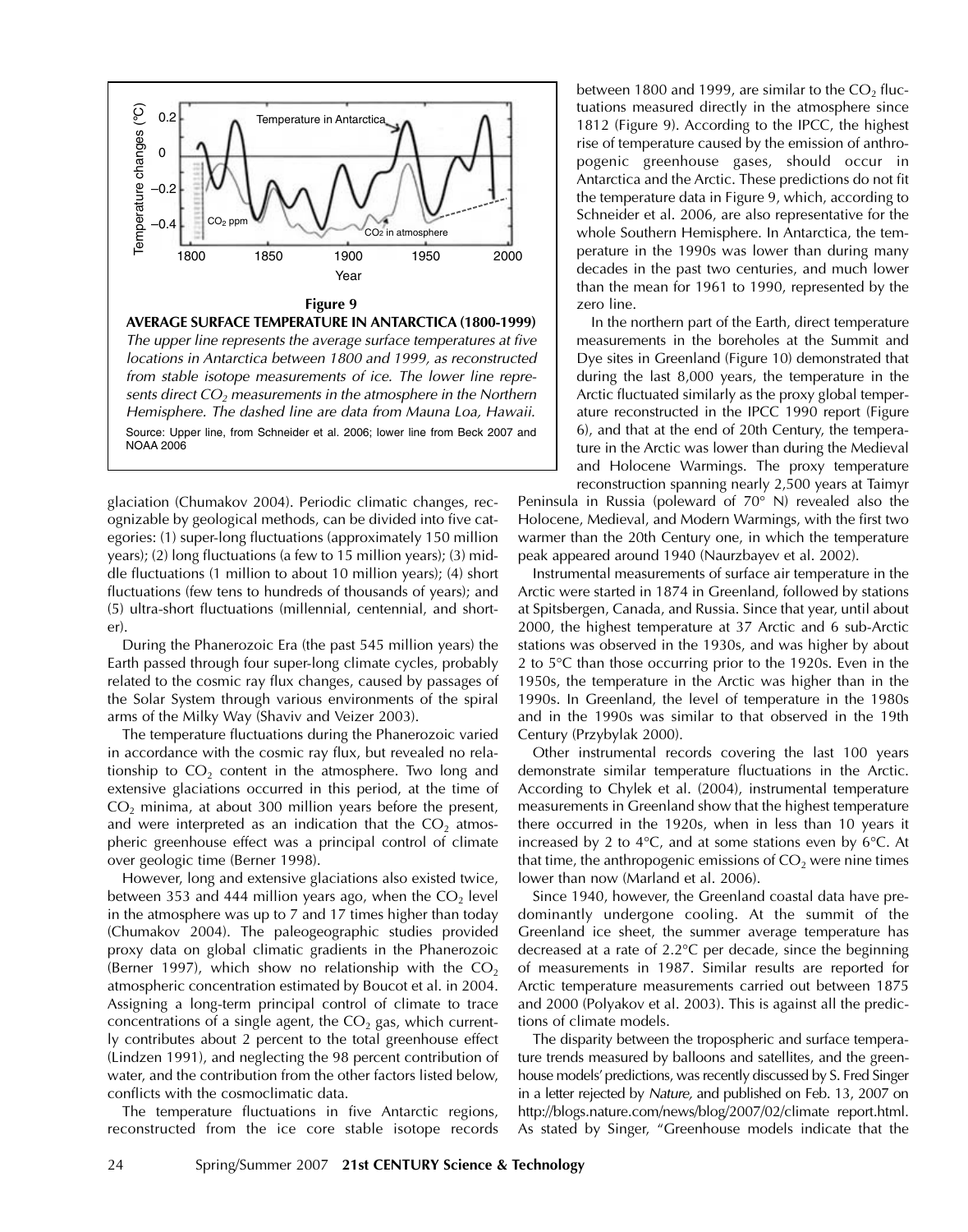**Figure 9**

**AVERAGE SURFACE TEMPERATURE IN ANTARCTICA (1800-1999)**

*The upper line represents the average surface temperatures at five locations in Antarctica between 1800 and 1999, as reconstructed from stable isotope measurements of ice. The lower line represents direct $CO_2$ measurements in the atmosphere in the Northern Hemisphere. The dashed line are data from Mauna Loa, Hawaii.*

Source: Upper line, from Schneider et al. 2006; lower line from Beck 2007 and NOAA 2006

glaciation (Chumakov 2004). Periodic climatic changes, recognizable by geological methods, can be divided into five categories: (1) super-long fluctuations (approximately 150 million years); (2) long fluctuations (a few to 15 million years); (3) middle fluctuations (1 million to about 10 million years); (4) short fluctuations (few tens to hundreds of thousands of years); and (5) ultra-short fluctuations (millennial, centennial, and shorter).

During the Phanerozoic Era (the past 545 million years) the Earth passed through four super-long climate cycles, probably related to the cosmic ray flux changes, caused by passages of the Solar System through various environments of the spiral arms of the Milky Way (Shaviv and Veizer 2003).

The temperature fluctuations during the Phanerozoic varied in accordance with the cosmic ray flux, but revealed no relationship to $CO_2$ content in the atmosphere. Two long and extensive glaciations occurred in this period, at the time of $CO_2$ minima, at about 300 million years before the present, and were interpreted as an indication that the $CO_2$ atmospheric greenhouse effect was a principal control of climate over geologic time (Berner 1998).

However, long and extensive glaciations also existed twice, between 353 and 444 million years ago, when the $CO_2$ level in the atmosphere was up to 7 and 17 times higher than today (Chumakov 2004). The paleogeographic studies provided proxy data on global climatic gradients in the Phanerozoic (Berner 1997), which show no relationship with the $CO_2$ atmospheric concentration estimated by Boucot et al. in 2004. Assigning a long-term principal control of climate to trace concentrations of a single agent, the $CO_2$ gas, which currently contributes about 2 percent to the total greenhouse effect (Lindzen 1991), and neglecting the 98 percent contribution of water, and the contribution from the other factors listed below, conflicts with the cosmoclimatic data.

The temperature fluctuations in five Antarctic regions, reconstructed from the ice core stable isotope records between 1800 and 1999, are similar to the $CO_2$ fluctuations measured directly in the atmosphere since 1812 (Figure 9). According to the IPCC, the highest rise of temperature caused by the emission of anthropogenic greenhouse gases, should occur in Antarctica and the Arctic. These predictions do not fit the temperature data in Figure 9, which, according to Schneider et al. 2006, are also representative for the whole Southern Hemisphere. In Antarctica, the temperature in the 1990s was lower than during many decades in the past two centuries, and much lower than the mean for 1961 to 1990, represented by the zero line.

In the northern part of the Earth, direct temperature measurements in the boreholes at the Summit and Dye sites in Greenland (Figure 10) demonstrated that during the last 8,000 years, the temperature in the Arctic fluctuated similarly as the proxy global temperature reconstructed in the IPCC 1990 report (Figure 6), and that at the end of 20th Century, the temperature in the Arctic was lower than during the Medieval and Holocene Warmings. The proxy temperature reconstruction spanning nearly 2,500 years at Taimyr Peninsula in Russia (poleward of 70° N) revealed also the Holocene, Medieval, and Modern Warmings, with the first two warmer than the 20th Century one, in which the temperature peak appeared around 1940 (Naurzbayev et al. 2002).

Instrumental measurements of surface air temperature in the Arctic were started in 1874 in Greenland, followed by stations at Spitsbergen, Canada, and Russia. Since that year, until about 2000, the highest temperature at 37 Arctic and 6 sub-Arctic stations was observed in the 1930s, and was higher by about 2 to 5°C than those occurring prior to the 1920s. Even in the 1950s, the temperature in the Arctic was higher than in the 1990s. In Greenland, the level of temperature in the 1980s and in the 1990s was similar to that observed in the 19th Century (Przybylak 2000).

Other instrumental records covering the last 100 years demonstrate similar temperature fluctuations in the Arctic. According to Chylek et al. (2004), instrumental temperature measurements in Greenland show that the highest temperature there occurred in the 1920s, when in less than 10 years it increased by 2 to 4°C, and at some stations even by 6°C. At that time, the anthropogenic emissions of $CO_2$ were nine times lower than now (Marland et al. 2006).

Since 1940, however, the Greenland coastal data have predominantly undergone cooling. At the summit of the Greenland ice sheet, the summer average temperature has decreased at a rate of 2.2°C per decade, since the beginning of measurements in 1987. Similar results are reported for Arctic temperature measurements carried out between 1875 and 2000 (Polyakov et al. 2003). This is against all the predictions of climate models.

The disparity between the tropospheric and surface temperature trends measured by balloons and satellites, and the greenhouse models' predictions, was recently discussed by S. Fred Singer in a letter rejected by *Nature,* and published on Feb. 13, 2007 on http://blogs.nature.com/news/blog/2007/02/climate report.html. As stated by Singer, "Greenhouse models indicate that the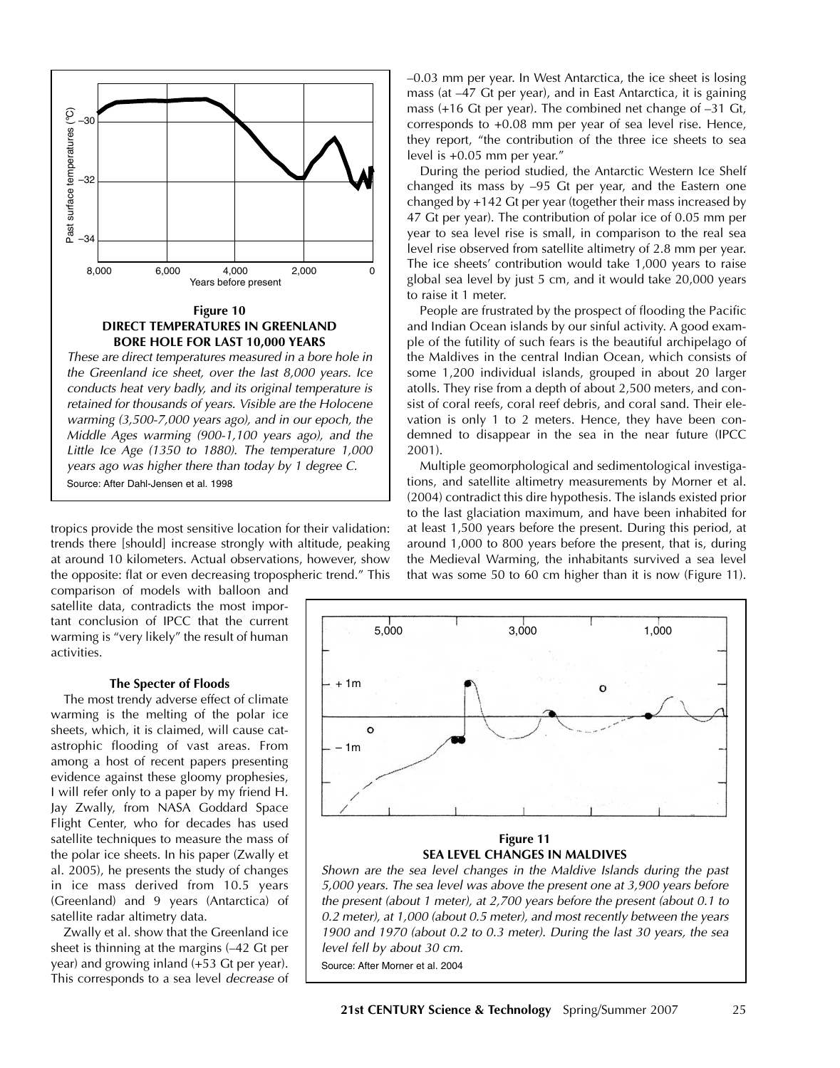**Figure 10**
**DIRECT TEMPERATURES IN GREENLAND BORE HOLE FOR LAST 10,000 YEARS**

*These are direct temperatures measured in a bore hole in the Greenland ice sheet, over the last 8,000 years. Ice conducts heat very badly, and its original temperature is retained for thousands of years. Visible are the Holocene warming (3,500-7,000 years ago), and in our epoch, the Middle Ages warming (900-1,100 years ago), and the Little Ice Age (1350 to 1880). The temperature 1,000 years ago was higher there than today by 1 degree C.*

Source: After Dahl-Jensen et al. 1998

tropics provide the most sensitive location for their validation: trends there [should] increase strongly with altitude, peaking at around 10 kilometers. Actual observations, however, show the opposite: flat or even decreasing tropospheric trend." This comparison of models with balloon and satellite data, contradicts the most important conclusion of IPCC that the current warming is "very likely" the result of human activities.

### The Specter of Floods

The most trendy adverse effect of climate warming is the melting of the polar ice sheets, which, it is claimed, will cause catastrophic flooding of vast areas. From among a host of recent papers presenting evidence against these gloomy prophesies, I will refer only to a paper by my friend H. Jay Zwally, from NASA Goddard Space Flight Center, who for decades has used satellite techniques to measure the mass of the polar ice sheets. In his paper (Zwally et al. 2005), he presents the study of changes in ice mass derived from 10.5 years (Greenland) and 9 years (Antarctica) of satellite radar altimetry data.

Zwally et al. show that the Greenland ice sheet is thinning at the margins (–42 Gt per year) and growing inland (+53 Gt per year). This corresponds to a sea level *decrease* of –0.03 mm per year. In West Antarctica, the ice sheet is losing mass (at –47 Gt per year), and in East Antarctica, it is gaining mass (+16 Gt per year). The combined net change of –31 Gt, corresponds to +0.08 mm per year of sea level rise. Hence, they report, "the contribution of the three ice sheets to sea level is +0.05 mm per year."

During the period studied, the Antarctic Western Ice Shelf changed its mass by –95 Gt per year, and the Eastern one changed by +142 Gt per year (together their mass increased by 47 Gt per year). The contribution of polar ice of 0.05 mm per year to sea level rise is small, in comparison to the real sea level rise observed from satellite altimetry of 2.8 mm per year. The ice sheets' contribution would take 1,000 years to raise global sea level by just 5 cm, and it would take 20,000 years to raise it 1 meter.

People are frustrated by the prospect of flooding the Pacific and Indian Ocean islands by our sinful activity. A good example of the futility of such fears is the beautiful archipelago of the Maldives in the central Indian Ocean, which consists of some 1,200 individual islands, grouped in about 20 larger atolls. They rise from a depth of about 2,500 meters, and consist of coral reefs, coral reef debris, and coral sand. Their elevation is only 1 to 2 meters. Hence, they have been condemned to disappear in the sea in the near future (IPCC 2001).

Multiple geomorphological and sedimentological investigations, and satellite altimetry measurements by Morner et al. (2004) contradict this dire hypothesis. The islands existed prior to the last glaciation maximum, and have been inhabited for at least 1,500 years before the present. During this period, at around 1,000 to 800 years before the present, that is, during the Medieval Warming, the inhabitants survived a sea level that was some 50 to 60 cm higher than it is now (Figure 11).

**Figure 11**
**SEA LEVEL CHANGES IN MALDIVES**

*Shown are the sea level changes in the Maldive Islands during the past 5,000 years. The sea level was above the present one at 3,900 years before the present (about 1 meter), at 2,700 years before the present (about 0.1 to 0.2 meter), at 1,000 (about 0.5 meter), and most recently between the years 1900 and 1970 (about 0.2 to 0.3 meter). During the last 30 years, the sea level fell by about 30 cm.*

Source: After Morner et al. 2004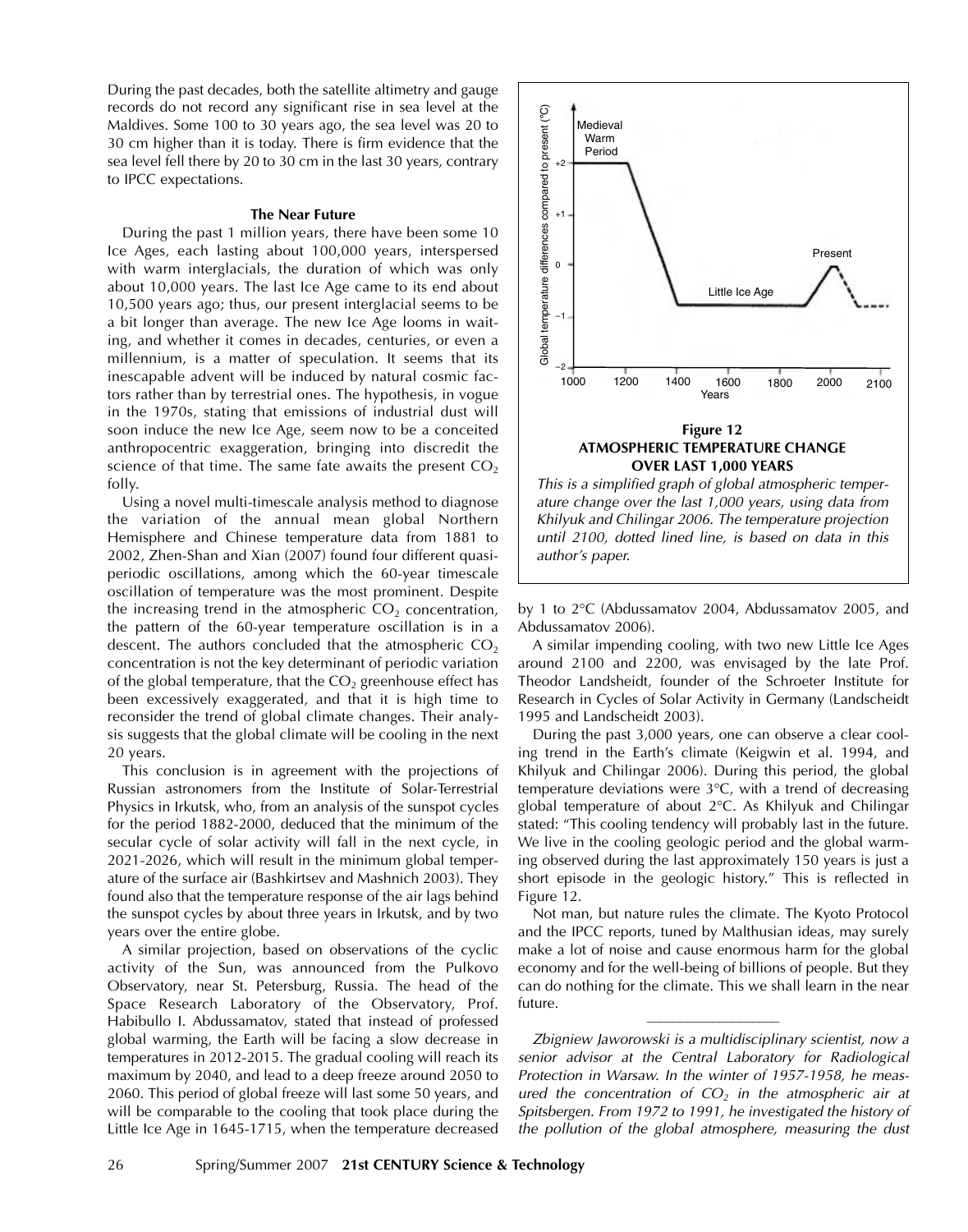During the past decades, both the satellite altimetry and gauge records do not record any significant rise in sea level at the Maldives. Some 100 to 30 years ago, the sea level was 20 to 30 cm higher than it is today. There is firm evidence that the sea level fell there by 20 to 30 cm in the last 30 years, contrary to IPCC expectations.

### The Near Future

During the past 1 million years, there have been some 10 Ice Ages, each lasting about 100,000 years, interspersed with warm interglacials, the duration of which was only about 10,000 years. The last Ice Age came to its end about 10,500 years ago; thus, our present interglacial seems to be a bit longer than average. The new Ice Age looms in waiting, and whether it comes in decades, centuries, or even a millennium, is a matter of speculation. It seems that its inescapable advent will be induced by natural cosmic factors rather than by terrestrial ones. The hypothesis, in vogue in the 1970s, stating that emissions of industrial dust will soon induce the new Ice Age, seem now to be a conceited anthropocentric exaggeration, bringing into discredit the science of that time. The same fate awaits the present $CO_2$ folly.

Using a novel multi-timescale analysis method to diagnose the variation of the annual mean global Northern Hemisphere and Chinese temperature data from 1881 to 2002, Zhen-Shan and Xian (2007) found four different quasi-periodic oscillations, among which the 60-year timescale oscillation of temperature was the most prominent. Despite the increasing trend in the atmospheric $CO_2$ concentration, the pattern of the 60-year temperature oscillation is in a descent. The authors concluded that the atmospheric $CO_2$ concentration is not the key determinant of periodic variation of the global temperature, that the $CO_2$ greenhouse effect has been excessively exaggerated, and that it is high time to reconsider the trend of global climate changes. Their analysis suggests that the global climate will be cooling in the next 20 years.

This conclusion is in agreement with the projections of Russian astronomers from the Institute of Solar-Terrestrial Physics in Irkutsk, who, from an analysis of the sunspot cycles for the period 1882-2000, deduced that the minimum of the secular cycle of solar activity will fall in the next cycle, in 2021-2026, which will result in the minimum global temperature of the surface air (Bashkirtsev and Mashnich 2003). They found also that the temperature response of the air lags behind the sunspot cycles by about three years in Irkutsk, and by two years over the entire globe.

A similar projection, based on observations of the cyclic activity of the Sun, was announced from the Pulkovo Observatory, near St. Petersburg, Russia. The head of the Space Research Laboratory of the Observatory, Prof. Habibullo I. Abdussamatov, stated that instead of professed global warming, the Earth will be facing a slow decrease in temperatures in 2012-2015. The gradual cooling will reach its maximum by 2040, and lead to a deep freeze around 2050 to 2060. This period of global freeze will last some 50 years, and will be comparable to the cooling that took place during the Little Ice Age in 1645-1715, when the temperature decreased by 1 to 2°C (Abdussamatov 2004, Abdussamatov 2005, and Abdussamatov 2006).

**Figure 12**
**ATMOSPHERIC TEMPERATURE CHANGE OVER LAST 1,000 YEARS**

*This is a simplified graph of global atmospheric temperature change over the last 1,000 years, using data from Khilyuk and Chilingar 2006. The temperature projection until 2100, dotted lined line, is based on data in this author's paper.*

A similar impending cooling, with two new Little Ice Ages around 2100 and 2200, was envisaged by the late Prof. Theodor Landsheidt, founder of the Schroeter Institute for Research in Cycles of Solar Activity in Germany (Landscheidt 1995 and Landscheidt 2003).

During the past 3,000 years, one can observe a clear cooling trend in the Earth's climate (Keigwin et al. 1994, and Khilyuk and Chilingar 2006). During this period, the global temperature deviations were 3°C, with a trend of decreasing global temperature of about 2°C. As Khilyuk and Chilingar stated: "This cooling tendency will probably last in the future. We live in the cooling geologic period and the global warming observed during the last approximately 150 years is just a short episode in the geologic history." This is reflected in Figure 12.

Not man, but nature rules the climate. The Kyoto Protocol and the IPCC reports, tuned by Malthusian ideas, may surely make a lot of noise and cause enormous harm for the global economy and for the well-being of billions of people. But they can do nothing for the climate. This we shall learn in the near future.

---

*Zbigniew Jaworowski is a multidisciplinary scientist, now a senior advisor at the Central Laboratory for Radiological Protection in Warsaw. In the winter of 1957-1958, he measured the concentration of $CO_2$ in the atmospheric air at Spitsbergen. From 1972 to 1991, he investigated the history of the pollution of the global atmosphere, measuring the dust*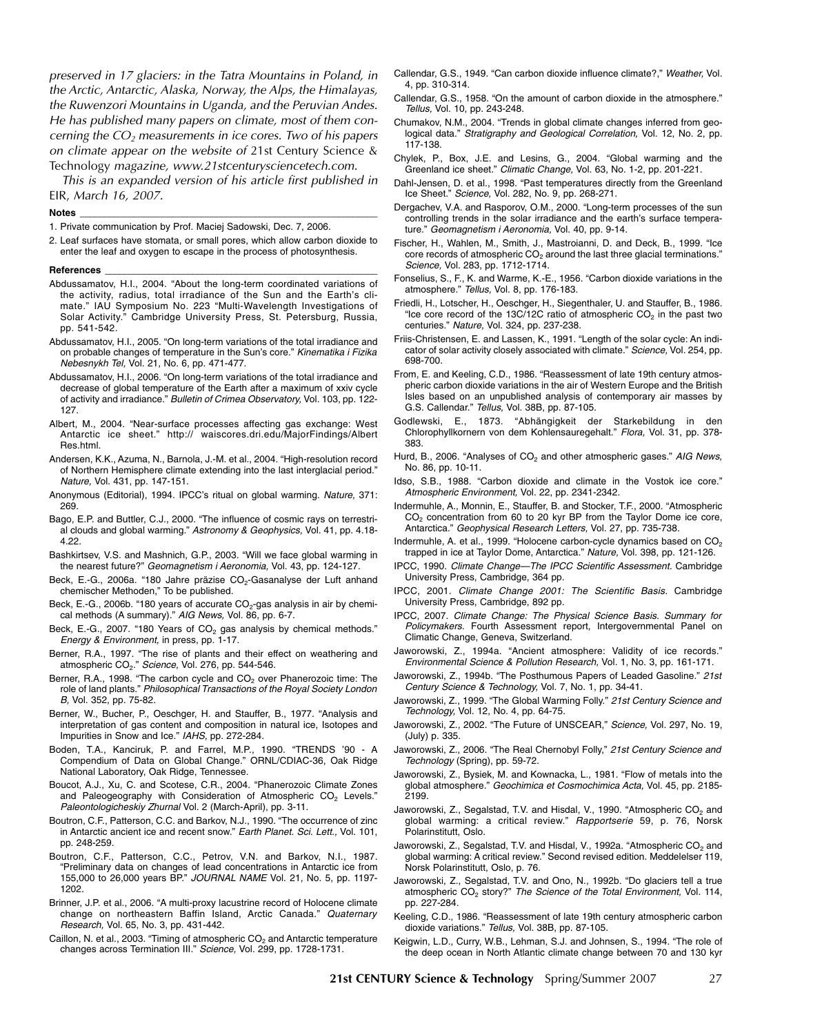*preserved in 17 glaciers: in the Tatra Mountains in Poland, in the Arctic, Antarctic, Alaska, Norway, the Alps, the Himalayas, the Ruwenzori Mountains in Uganda, and the Peruvian Andes. He has published many papers on climate, most of them concerning the $CO_2$ measurements in ice cores. Two of his papers on climate appear on the website of* 21st Century Science & Technology *magazine, www.21stcenturysciencetech.com.*

*This is an expanded version of his article first published in* EIR, *March 16, 2007.*

**Notes**

1. Private communication by Prof. Maciej Sadowski, Dec. 7, 2006.
2. Leaf surfaces have stomata, or small pores, which allow carbon dioxide to enter the leaf and oxygen to escape in the process of photosynthesis.

**References**

Abdussamatov, H.I., 2004. "About the long-term coordinated variations of the activity, radius, total irradiance of the Sun and the Earth's climate." IAU Symposium No. 223 "Multi-Wavelength Investigations of Solar Activity." Cambridge University Press, St. Petersburg, Russia, pp. 541-542.

Abdussamatov, H.I., 2005. "On long-term variations of the total irradiance and on probable changes of temperature in the Sun's core." *Kinematika i Fizika Nebesnykh Tel,* Vol. 21, No. 6, pp. 471-477.

Abdussamatov, H.I., 2006. "On long-term variations of the total irradiance and decrease of global temperature of the Earth after a maximum of xxiv cycle of activity and irradiance." *Bulletin of Crimea Observatory,* Vol. 103, pp. 122-127.

Albert, M., 2004. "Near-surface processes affecting gas exchange: West Antarctic ice sheet." http:// waiscores.dri.edu/MajorFindings/Albert Res.html.

Andersen, K.K., Azuma, N., Barnola, J.-M. et al., 2004. "High-resolution record of Northern Hemisphere climate extending into the last interglacial period." *Nature,* Vol. 431, pp. 147-151.

Anonymous (Editorial), 1994. IPCC's ritual on global warming. *Nature,* 371: 269.

Bago, E.P. and Buttler, C.J., 2000. "The influence of cosmic rays on terrestrial clouds and global warming." *Astronomy & Geophysics,* Vol. 41, pp. 4.18-4.22.

Bashkirtsev, V.S. and Mashnich, G.P., 2003. "Will we face global warming in the nearest future?" *Geomagnetism i Aeronomia,* Vol. 43, pp. 124-127.

Beck, E.-G., 2006a. "180 Jahre präzise $CO_2$-Gasanalyse der Luft anhand chemischer Methoden," To be published.

Beck, E.-G., 2006b. "180 years of accurate $CO_2$-gas analysis in air by chemical methods (A summary)." *AIG News,* Vol. 86, pp. 6-7.

Beck, E.-G., 2007. "180 Years of $CO_2$ gas analysis by chemical methods." *Energy & Environment,* in press, pp. 1-17.

Berner, R.A., 1997. "The rise of plants and their effect on weathering and atmospheric $CO_2$." *Science,* Vol. 276, pp. 544-546.

Berner, R.A., 1998. "The carbon cycle and $CO_2$ over Phanerozoic time: The role of land plants." *Philosophical Transactions of the Royal Society London B,* Vol. 352, pp. 75-82.

Berner, W., Bucher, P., Oeschger, H. and Stauffer, B., 1977. "Analysis and interpretation of gas content and composition in natural ice, Isotopes and Impurities in Snow and Ice." *IAHS,* pp. 272-284.

Boden, T.A., Kanciruk, P. and Farrel, M.P., 1990. "TRENDS '90 - A Compendium of Data on Global Change." ORNL/CDIAC-36, Oak Ridge National Laboratory, Oak Ridge, Tennessee.

Boucot, A.J., Xu, C. and Scotese, C.R., 2004. "Phanerozoic Climate Zones and Paleogeography with Consideration of Atmospheric $CO_2$ Levels." *Paleontologicheskiy Zhurnal* Vol. 2 (March-April), pp. 3-11.

Boutron, C.F., Patterson, C.C. and Barkov, N.J., 1990. "The occurrence of zinc in Antarctic ancient ice and recent snow." *Earth Planet. Sci. Lett.,* Vol. 101, pp. 248-259.

Boutron, C.F., Patterson, C.C., Petrov, V.N. and Barkov, N.I., 1987. "Preliminary data on changes of lead concentrations in Antarctic ice from 155,000 to 26,000 years BP." *JOURNAL NAME* Vol. 21, No. 5, pp. 1197-1202.

Brinner, J.P. et al., 2006. "A multi-proxy lacustrine record of Holocene climate change on northeastern Baffin Island, Arctic Canada." *Quaternary Research,* Vol. 65, No. 3, pp. 431-442.

Caillon, N. et al., 2003. "Timing of atmospheric $CO_2$ and Antarctic temperature changes across Termination III." *Science,* Vol. 299, pp. 1728-1731.

Callendar, G.S., 1949. "Can carbon dioxide influence climate?," *Weather,* Vol. 4, pp. 310-314.

Callendar, G.S., 1958. "On the amount of carbon dioxide in the atmosphere." *Tellus,* Vol. 10, pp. 243-248.

Chumakov, N.M., 2004. "Trends in global climate changes inferred from geological data." *Stratigraphy and Geological Correlation,* Vol. 12, No. 2, pp. 117-138.

Chylek, P., Box, J.E. and Lesins, G., 2004. "Global warming and the Greenland ice sheet." *Climatic Change,* Vol. 63, No. 1-2, pp. 201-221.

Dahl-Jensen, D. et al., 1998. "Past temperatures directly from the Greenland Ice Sheet." *Science,* Vol. 282, No. 9, pp. 268-271.

Dergachev, V.A. and Rasporov, O.M., 2000. "Long-term processes of the sun controlling trends in the solar irradiance and the earth's surface temperature." *Geomagnetism i Aeronomia,* Vol. 40, pp. 9-14.

Fischer, H., Wahlen, M., Smith, J., Mastroianni, D. and Deck, B., 1999. "Ice core records of atmospheric $CO_2$ around the last three glacial terminations." *Science,* Vol. 283, pp. 1712-1714.

Fonselius, S., F., K. and Warme, K.-E., 1956. "Carbon dioxide variations in the atmosphere." *Tellus,* Vol. 8, pp. 176-183.

Friedli, H., Lotscher, H., Oeschger, H., Siegenthaler, U. and Stauffer, B., 1986. "Ice core record of the 13C/12C ratio of atmospheric $CO_2$ in the past two centuries." *Nature,* Vol. 324, pp. 237-238.

Friis-Christensen, E. and Lassen, K., 1991. "Length of the solar cycle: An indicator of solar activity closely associated with climate." *Science,* Vol. 254, pp. 698-700.

From, E. and Keeling, C.D., 1986. "Reassessment of late 19th century atmospheric carbon dioxide variations in the air of Western Europe and the British Isles based on an unpublished analysis of contemporary air masses by G.S. Callendar." *Tellus,* Vol. 38B, pp. 87-105.

Godlewski, E., 1873. "Abhängigkeit der Starkebildung in den Chlorophyllkornern von dem Kohlensauregehalt." *Flora,* Vol. 31, pp. 378-383.

Hurd, B., 2006. "Analyses of $CO_2$ and other atmospheric gases." *AIG News,* No. 86, pp. 10-11.

Idso, S.B., 1988. "Carbon dioxide and climate in the Vostok ice core." *Atmospheric Environment,* Vol. 22, pp. 2341-2342.

Indermuhle, A., Monnin, E., Stauffer, B. and Stocker, T.F., 2000. "Atmospheric $CO_2$ concentration from 60 to 20 kyr BP from the Taylor Dome ice core, Antarctica." *Geophysical Research Letters,* Vol. 27, pp. 735-738.

Indermuhle, A. et al., 1999. "Holocene carbon-cycle dynamics based on $CO_2$ trapped in ice at Taylor Dome, Antarctica." *Nature,* Vol. 398, pp. 121-126.

IPCC, 1990. *Climate Change—The IPCC Scientific Assessment.* Cambridge University Press, Cambridge, 364 pp.

IPCC, 2001. *Climate Change 2001: The Scientific Basis.* Cambridge University Press, Cambridge, 892 pp.

IPCC, 2007. *Climate Change: The Physical Science Basis. Summary for Policymakers.* Fourth Assessment report, Intergovernmental Panel on Climatic Change, Geneva, Switzerland.

Jaworowski, Z., 1994a. "Ancient atmosphere: Validity of ice records." *Environmental Science & Pollution Research,* Vol. 1, No. 3, pp. 161-171.

Jaworowski, Z., 1994b. "The Posthumous Papers of Leaded Gasoline." *21st Century Science & Technology,* Vol. 7, No. 1, pp. 34-41.

Jaworowski, Z., 1999. "The Global Warming Folly." *21st Century Science and Technology,* Vol. 12, No. 4, pp. 64-75.

Jaworowski, Z., 2002. "The Future of UNSCEAR," *Science,* Vol. 297, No. 19, (July) p. 335.

Jaworowski, Z., 2006. "The Real Chernobyl Folly," *21st Century Science and Technology* (Spring), pp. 59-72.

Jaworowski, Z., Bysiek, M. and Kownacka, L., 1981. "Flow of metals into the global atmosphere." *Geochimica et Cosmochimica Acta,* Vol. 45, pp. 2185-2199.

Jaworowski, Z., Segalstad, T.V. and Hisdal, V., 1990. "Atmospheric $CO_2$ and global warming: a critical review." *Rapportserie* 59, p. 76, Norsk Polarinstitutt, Oslo.

Jaworowski, Z., Segalstad, T.V. and Hisdal, V., 1992a. "Atmospheric $CO_2$ and global warming: A critical review." Second revised edition. Meddelelser 119, Norsk Polarinstitutt, Oslo, p. 76.

Jaworowski, Z., Segalstad, T.V. and Ono, N., 1992b. "Do glaciers tell a true atmospheric $CO_2$ story?" *The Science of the Total Environment,* Vol. 114, pp. 227-284.

Keeling, C.D., 1986. "Reassessment of late 19th century atmospheric carbon dioxide variations." *Tellus,* Vol. 38B, pp. 87-105.

Keigwin, L.D., Curry, W.B., Lehman, S.J. and Johnsen, S., 1994. "The role of the deep ocean in North Atlantic climate change between 70 and 130 kyr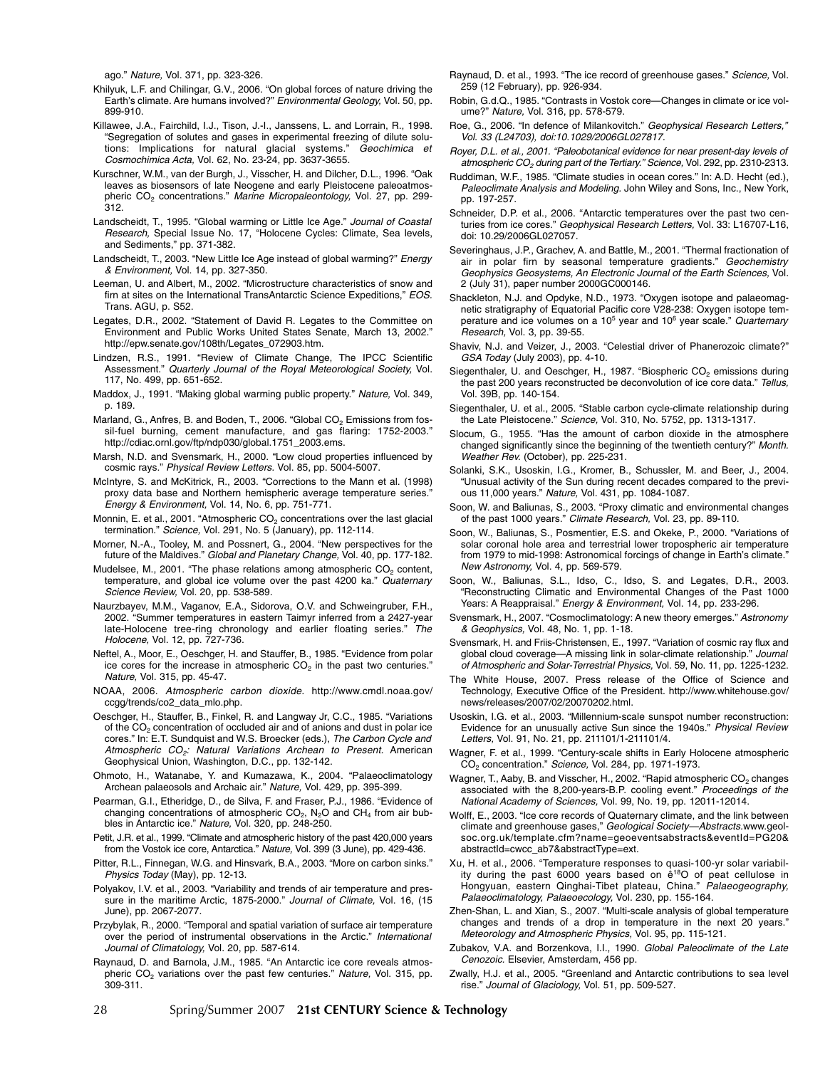ago." *Nature,* Vol. 371, pp. 323-326.

Khilyuk, L.F. and Chilingar, G.V., 2006. "On global forces of nature driving the Earth's climate. Are humans involved?" *Environmental Geology,* Vol. 50, pp. 899-910.

Killawee, J.A., Fairchild, I.J., Tison, J.-I., Janssens, L. and Lorrain, R., 1998. "Segregation of solutes and gases in experimental freezing of dilute solutions: Implications for natural glacial systems." *Geochimica et Cosmochimica Acta,* Vol. 62, No. 23-24, pp. 3637-3655.

Kurschner, W.M., van der Burgh, J., Visscher, H. and Dilcher, D.L., 1996. "Oak leaves as biosensors of late Neogene and early Pleistocene paleoatmospheric $CO_2$ concentrations." *Marine Micropaleontology,* Vol. 27, pp. 299-312.

Landscheidt, T., 1995. "Global warming or Little Ice Age." *Journal of Coastal Research,* Special Issue No. 17, "Holocene Cycles: Climate, Sea levels, and Sediments," pp. 371-382.

Landscheidt, T., 2003. "New Little Ice Age instead of global warming?" *Energy & Environment,* Vol. 14, pp. 327-350.

Leeman, U. and Albert, M., 2002. "Microstructure characteristics of snow and firn at sites on the International TransAntarctic Science Expeditions," *EOS.* Trans. AGU, p. S52.

Legates, D.R., 2002. "Statement of David R. Legates to the Committee on Environment and Public Works United States Senate, March 13, 2002." http://epw.senate.gov/108th/Legates_072903.htm.

Lindzen, R.S., 1991. "Review of Climate Change, The IPCC Scientific Assessment." *Quarterly Journal of the Royal Meteorological Society,* Vol. 117, No. 499, pp. 651-652.

Maddox, J., 1991. "Making global warming public property." *Nature,* Vol. 349, p. 189.

Marland, G., Anfres, B. and Boden, T., 2006. "Global $CO_2$ Emissions from fossil-fuel burning, cement manufacture, and gas flaring: 1752-2003." http://cdiac.ornl.gov/ftp/ndp030/global.1751_2003.ems.

Marsh, N.D. and Svensmark, H., 2000. "Low cloud properties influenced by cosmic rays." *Physical Review Letters.* Vol. 85, pp. 5004-5007.

McIntyre, S. and McKitrick, R., 2003. "Corrections to the Mann et al. (1998) proxy data base and Northern hemispheric average temperature series." *Energy & Environment,* Vol. 14, No. 6, pp. 751-771.

Monnin, E. et al., 2001. "Atmospheric $CO_2$ concentrations over the last glacial termination." *Science,* Vol. 291, No. 5 (January), pp. 112-114.

Morner, N.-A., Tooley, M. and Possnert, G., 2004. "New perspectives for the future of the Maldives." *Global and Planetary Change,* Vol. 40, pp. 177-182.

Mudelsee, M., 2001. "The phase relations among atmospheric $CO_2$ content, temperature, and global ice volume over the past 4200 ka." *Quaternary Science Review,* Vol. 20, pp. 538-589.

Naurzbayev, M.M., Vaganov, E.A., Sidorova, O.V. and Schweingruber, F.H., 2002. "Summer temperatures in eastern Taimyr inferred from a 2427-year late-Holocene tree-ring chronology and earlier floating series." *The Holocene,* Vol. 12, pp. 727-736.

Neftel, A., Moor, E., Oeschger, H. and Stauffer, B., 1985. "Evidence from polar ice cores for the increase in atmospheric $CO_2$ in the past two centuries." *Nature,* Vol. 315, pp. 45-47.

NOAA, 2006. *Atmospheric carbon dioxide.* http://www.cmdl.noaa.gov/ccgg/trends/co2_data_mlo.php.

Oeschger, H., Stauffer, B., Finkel, R. and Langway Jr, C.C., 1985. "Variations of the $CO_2$ concentration of occluded air and of anions and dust in polar ice cores." In: E.T. Sundquist and W.S. Broecker (eds.), *The Carbon Cycle and Atmospheric $CO_2$: Natural Variations Archean to Present.* American Geophysical Union, Washington, D.C., pp. 132-142.

Ohmoto, H., Watanabe, Y. and Kumazawa, K., 2004. "Palaeoclimatology Archean palaeosols and Archaic air." *Nature,* Vol. 429, pp. 395-399.

Pearman, G.I., Etheridge, D., de Silva, F. and Fraser, P.J., 1986. "Evidence of changing concentrations of atmospheric $CO_2$, $N_2O$ and $CH_4$ from air bubbles in Antarctic ice." *Nature,* Vol. 320, pp. 248-250.

Petit, J.R. et al., 1999. "Climate and atmospheric history of the past 420,000 years from the Vostok ice core, Antarctica." *Nature,* Vol. 399 (3 June), pp. 429-436.

Pitter, R.L., Finnegan, W.G. and Hinsvark, B.A., 2003. "More on carbon sinks." *Physics Today* (May), pp. 12-13.

Polyakov, I.V. et al., 2003. "Variability and trends of air temperature and pressure in the maritime Arctic, 1875-2000." *Journal of Climate,* Vol. 16, (15 June), pp. 2067-2077.

Przybylak, R., 2000. "Temporal and spatial variation of surface air temperature over the period of instrumental observations in the Arctic." *International Journal of Climatology,* Vol. 20, pp. 587-614.

Raynaud, D. and Barnola, J.M., 1985. "An Antarctic ice core reveals atmospheric $CO_2$ variations over the past few centuries." *Nature,* Vol. 315, pp. 309-311.

Raynaud, D. et al., 1993. "The ice record of greenhouse gases." *Science,* Vol. 259 (12 February), pp. 926-934.

Robin, G.d.Q., 1985. "Contrasts in Vostok core—Changes in climate or ice volume?" *Nature,* Vol. 316, pp. 578-579.

Roe, G., 2006. "In defence of Milankovitch." *Geophysical Research Letters," Vol. 33 (L24703), doi:10.1029/2006GL027817.*

*Royer, D.L. et al., 2001. "Paleobotanical evidence for near present-day levels of atmospheric $CO_2$ during part of the Tertiary." Science,* Vol. 292, pp. 2310-2313.

Ruddiman, W.F., 1985. "Climate studies in ocean cores." In: A.D. Hecht (ed.), *Paleoclimate Analysis and Modeling.* John Wiley and Sons, Inc., New York, pp. 197-257.

Schneider, D.P. et al., 2006. "Antarctic temperatures over the past two centuries from ice cores." *Geophysical Research Letters,* Vol. 33: L16707-L16, doi: 10.29/2006GL027057.

Severinghaus, J.P., Grachev, A. and Battle, M., 2001. "Thermal fractionation of air in polar firn by seasonal temperature gradients." *Geochemistry Geophysics Geosystems, An Electronic Journal of the Earth Sciences,* Vol. 2 (July 31), paper number 2000GC000146.

Shackleton, N.J. and Opdyke, N.D., 1973. "Oxygen isotope and palaeomagnetic stratigraphy of Equatorial Pacific core V28-238: Oxygen isotope temperature and ice volumes on a $10^5$ year and $10^6$ year scale." *Quarternary Research,* Vol. 3, pp. 39-55.

Shaviv, N.J. and Veizer, J., 2003. "Celestial driver of Phanerozoic climate?" *GSA Today* (July 2003), pp. 4-10.

Siegenthaler, U. and Oeschger, H., 1987. "Biospheric $CO_2$ emissions during the past 200 years reconstructed be deconvolution of ice core data." *Tellus,* Vol. 39B, pp. 140-154.

Siegenthaler, U. et al., 2005. "Stable carbon cycle-climate relationship during the Late Pleistocene." *Science,* Vol. 310, No. 5752, pp. 1313-1317.

Slocum, G., 1955. "Has the amount of carbon dioxide in the atmosphere changed significantly since the beginning of the twentieth century?" *Month. Weather Rev.* (October), pp. 225-231.

Solanki, S.K., Usoskin, I.G., Kromer, B., Schussler, M. and Beer, J., 2004. "Unusual activity of the Sun during recent decades compared to the previous 11,000 years." *Nature,* Vol. 431, pp. 1084-1087.

Soon, W. and Baliunas, S., 2003. "Proxy climatic and environmental changes of the past 1000 years." *Climate Research,* Vol. 23, pp. 89-110.

Soon, W., Baliunas, S., Posmentier, E.S. and Okeke, P., 2000. "Variations of solar coronal hole area and terrestrial lower tropospheric air temperature from 1979 to mid-1998: Astronomical forcings of change in Earth's climate." *New Astronomy,* Vol. 4, pp. 569-579.

Soon, W., Baliunas, S.L., Idso, C., Idso, S. and Legates, D.R., 2003. "Reconstructing Climatic and Environmental Changes of the Past 1000 Years: A Reappraisal." *Energy & Environment,* Vol. 14, pp. 233-296.

Svensmark, H., 2007. "Cosmoclimatology: A new theory emerges." *Astronomy & Geophysics,* Vol. 48, No. 1, pp. 1-18.

Svensmark, H. and Friis-Christensen, E., 1997. "Variation of cosmic ray flux and global cloud coverage—A missing link in solar-climate relationship." *Journal of Atmospheric and Solar-Terrestrial Physics,* Vol. 59, No. 11, pp. 1225-1232.

The White House, 2007. Press release of the Office of Science and Technology, Executive Office of the President. http://www.whitehouse.gov/news/releases/2007/02/20070202.html.

Usoskin, I.G. et al., 2003. "Millennium-scale sunspot number reconstruction: Evidence for an unusually active Sun since the 1940s." *Physical Review Letters,* Vol. 91, No. 21, pp. 211101/1-211101/4.

Wagner, F. et al., 1999. "Century-scale shifts in Early Holocene atmospheric $CO_2$ concentration." *Science,* Vol. 284, pp. 1971-1973.

Wagner, T., Aaby, B. and Visscher, H., 2002. "Rapid atmospheric $CO_2$ changes associated with the 8,200-years-B.P. cooling event." *Proceedings of the National Academy of Sciences,* Vol. 99, No. 19, pp. 12011-12014.

Wolff, E., 2003. "Ice core records of Quaternary climate, and the link between climate and greenhouse gases," *Geological Society—Abstracts.*www.geolsoc.org.uk/template.cfm?name=geoeventsabstracts&eventId=PG20&abstractId=cwcc_ab7&abstractType=ext.

Xu, H. et al., 2006. "Temperature responses to quasi-100-yr solar variability during the past 6000 years based on $\delta^{18}O$ of peat cellulose in Hongyuan, eastern Qinghai-Tibet plateau, China." *Palaeogeography, Palaeoclimatology, Palaeoecology,* Vol. 230, pp. 155-164.

Zhen-Shan, L. and Xian, S., 2007. "Multi-scale analysis of global temperature changes and trends of a drop in temperature in the next 20 years." *Meteorology and Atmospheric Physics,* Vol. 95, pp. 115-121.

Zubakov, V.A. and Borzenkova, I.I., 1990. *Global Paleoclimate of the Late Cenozoic.* Elsevier, Amsterdam, 456 pp.

Zwally, H.J. et al., 2005. "Greenland and Antarctic contributions to sea level rise." *Journal of Glaciology,* Vol. 51, pp. 509-527.